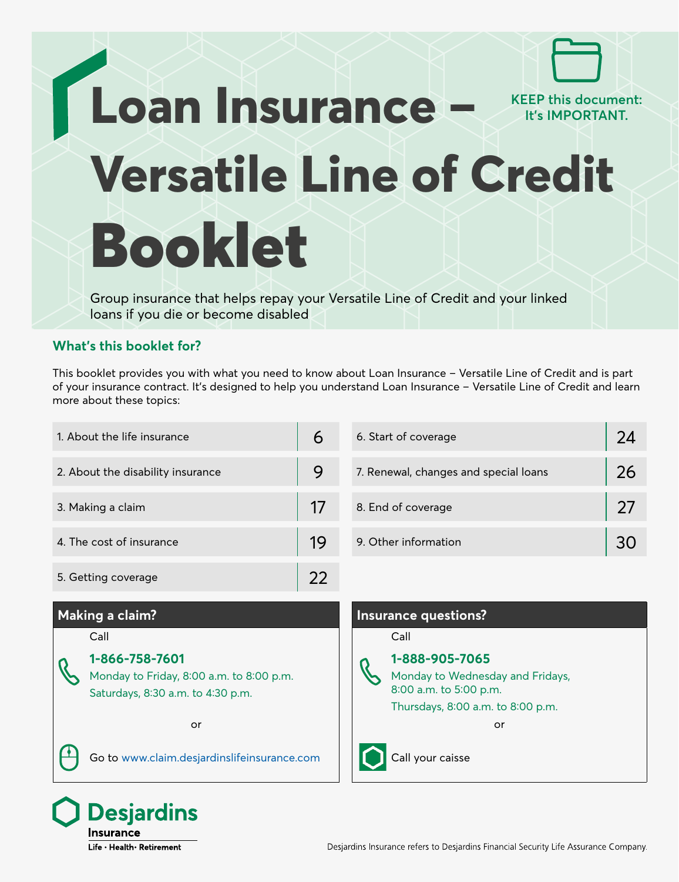# Loan Insurance – Versatile Line of Credit Booklet

**KEEP this document: It's IMPORTANT.**

Group insurance that helps repay your Versatile Line of Credit and your linked loans if you die or become disabled

## What's this booklet for?

This booklet provides you with what you need to know about Loan Insurance – Versatile Line of Credit and is part of your insurance contract. It's designed to help you understand Loan Insurance – Versatile Line of Credit and learn more about these topics:

| Topic | Page |
|---|---|
| 1. About the life insurance | 6 |
| 2. About the disability insurance | 9 |
| 3. Making a claim | 17 |
| 4. The cost of insurance | 19 |
| 5. Getting coverage | 22 |
| 6. Start of coverage | 24 |
| 7. Renewal, changes and special loans | 26 |
| 8. End of coverage | 27 |
| 9. Other information | 30 |

### Making a claim?

Call

**1-866-758-7601**

Monday to Friday, 8:00 a.m. to 8:00 p.m.

Saturdays, 8:30 a.m. to 4:30 p.m.

or

Go to www.claim.desjardinslifeinsurance.com

### Insurance questions?

Call

**1-888-905-7065**

Monday to Wednesday and Fridays, 8:00 a.m. to 5:00 p.m.

Thursdays, 8:00 a.m. to 8:00 p.m.

or

Call your caisse

Desjardins Insurance
Life • Health• Retirement

Desjardins Insurance refers to Desjardins Financial Security Life Assurance Company.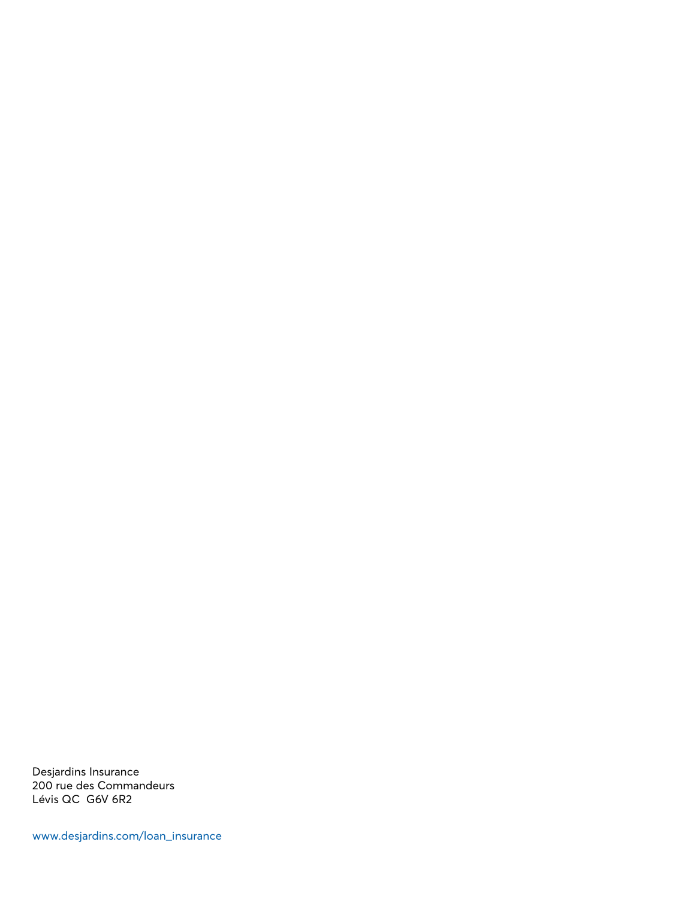Desjardins Insurance
200 rue des Commandeurs
Lévis QC  G6V 6R2

www.desjardins.com/loan_insurance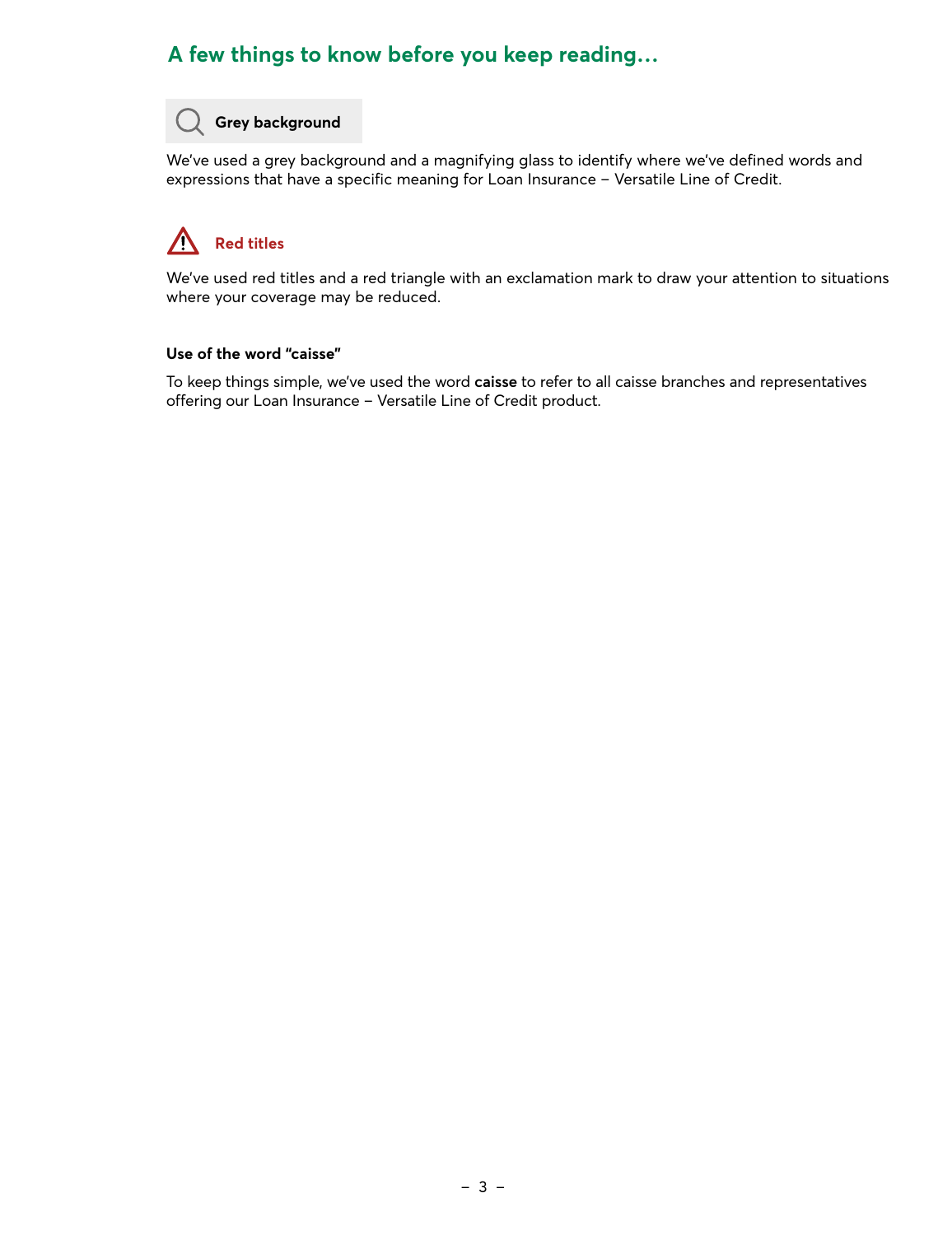## A few things to know before you keep reading…

**Grey background**

We've used a grey background and a magnifying glass to identify where we've defined words and expressions that have a specific meaning for Loan Insurance – Versatile Line of Credit.

**Red titles**

We've used red titles and a red triangle with an exclamation mark to draw your attention to situations where your coverage may be reduced.

**Use of the word "caisse"**

To keep things simple, we've used the word **caisse** to refer to all caisse branches and representatives offering our Loan Insurance – Versatile Line of Credit product.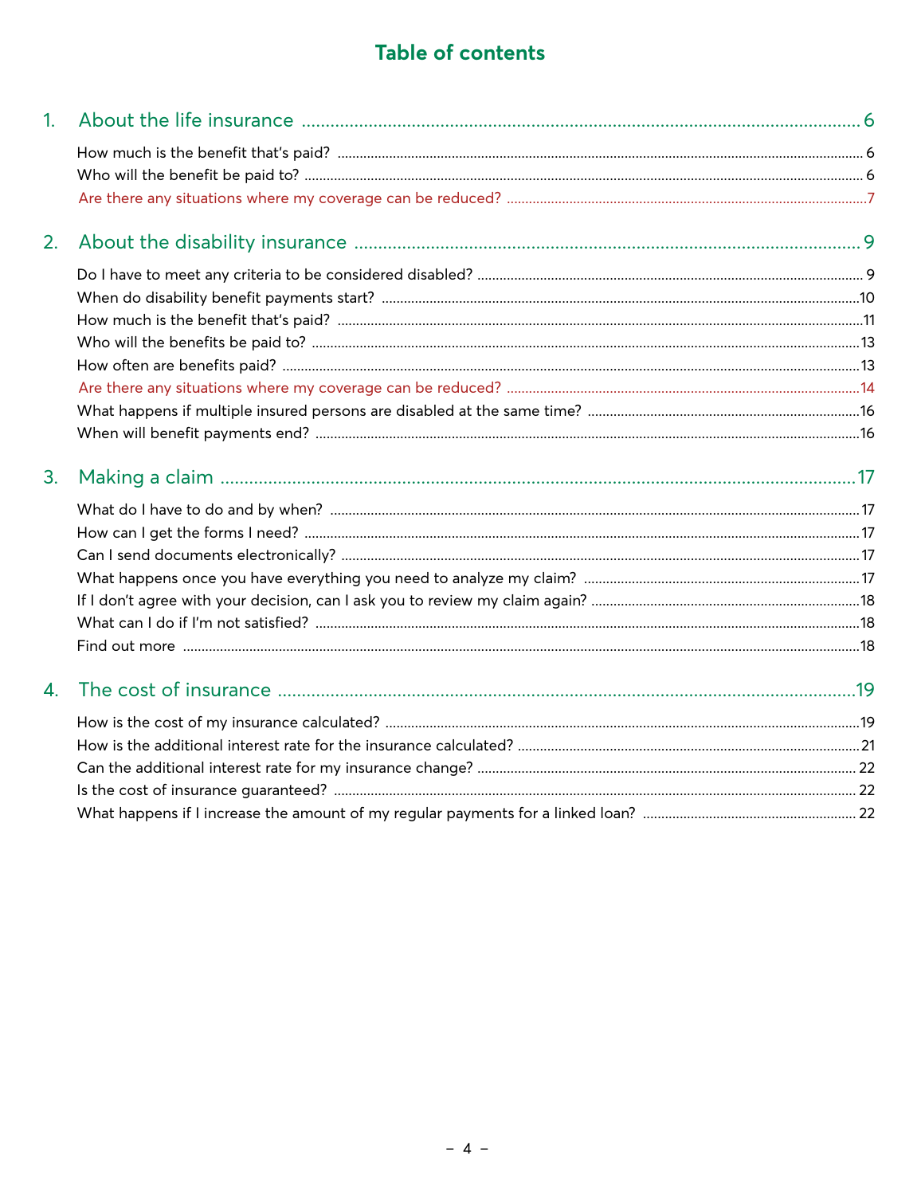# Table of contents

1. About the life insurance .......... 6
   - How much is the benefit that's paid? .......... 6
   - Who will the benefit be paid to? .......... 6
   - Are there any situations where my coverage can be reduced? .......... 7

2. About the disability insurance .......... 9
   - Do I have to meet any criteria to be considered disabled? .......... 9
   - When do disability benefit payments start? .......... 10
   - How much is the benefit that's paid? .......... 11
   - Who will the benefits be paid to? .......... 13
   - How often are benefits paid? .......... 13
   - Are there any situations where my coverage can be reduced? .......... 14
   - What happens if multiple insured persons are disabled at the same time? .......... 16
   - When will benefit payments end? .......... 16

3. Making a claim .......... 17
   - What do I have to do and by when? .......... 17
   - How can I get the forms I need? .......... 17
   - Can I send documents electronically? .......... 17
   - What happens once you have everything you need to analyze my claim? .......... 17
   - If I don't agree with your decision, can I ask you to review my claim again? .......... 18
   - What can I do if I'm not satisfied? .......... 18
   - Find out more .......... 18

4. The cost of insurance .......... 19
   - How is the cost of my insurance calculated? .......... 19
   - How is the additional interest rate for the insurance calculated? .......... 21
   - Can the additional interest rate for my insurance change? .......... 22
   - Is the cost of insurance guaranteed? .......... 22
   - What happens if I increase the amount of my regular payments for a linked loan? .......... 22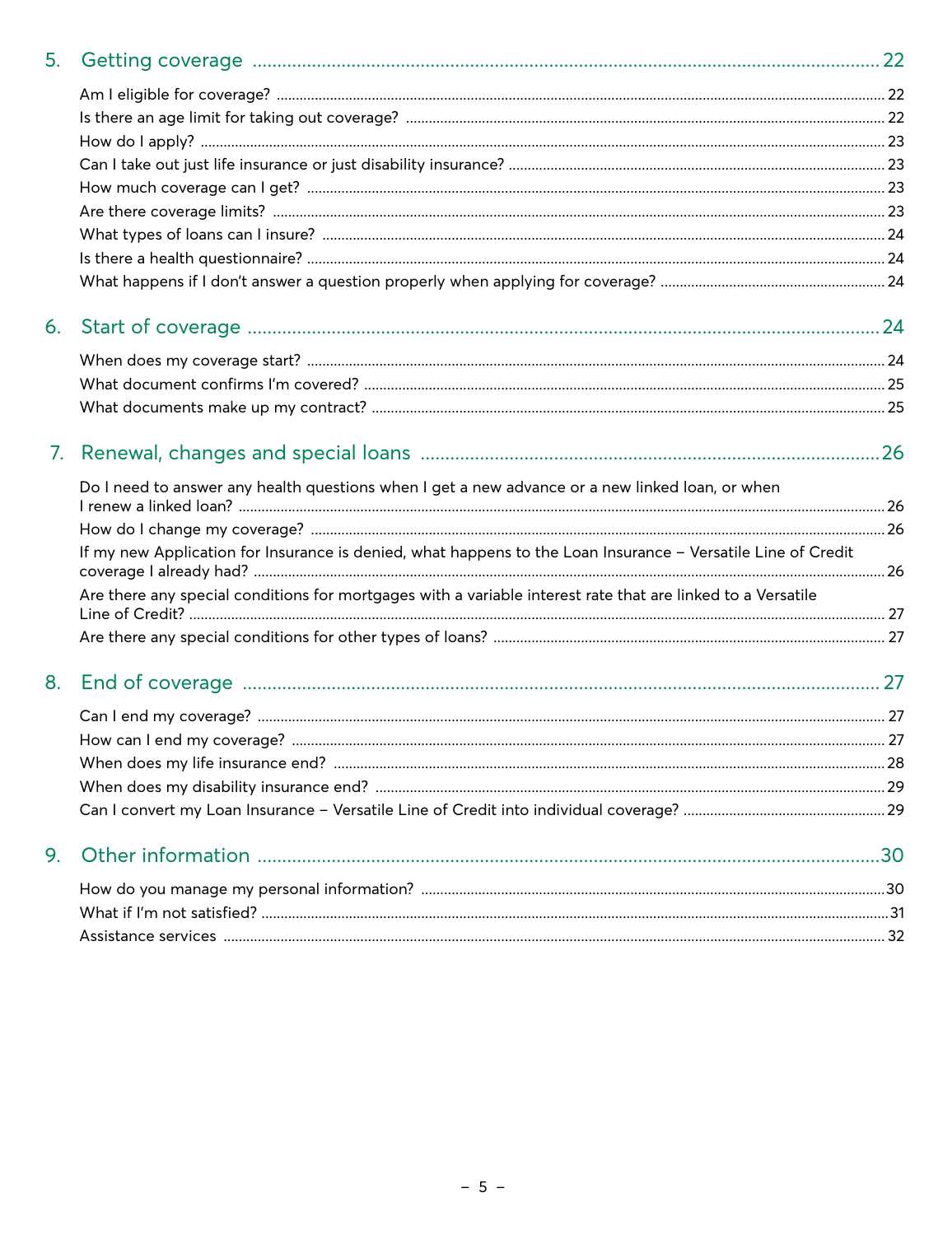## 5. Getting coverage ........ 22

- Am I eligible for coverage? ........ 22
- Is there an age limit for taking out coverage? ........ 22
- How do I apply? ........ 23
- Can I take out just life insurance or just disability insurance? ........ 23
- How much coverage can I get? ........ 23
- Are there coverage limits? ........ 23
- What types of loans can I insure? ........ 24
- Is there a health questionnaire? ........ 24
- What happens if I don't answer a question properly when applying for coverage? ........ 24

## 6. Start of coverage ........ 24

- When does my coverage start? ........ 24
- What document confirms I'm covered? ........ 25
- What documents make up my contract? ........ 25

## 7. Renewal, changes and special loans ........ 26

- Do I need to answer any health questions when I get a new advance or a new linked loan, or when I renew a linked loan? ........ 26
- How do I change my coverage? ........ 26
- If my new Application for Insurance is denied, what happens to the Loan Insurance – Versatile Line of Credit coverage I already had? ........ 26
- Are there any special conditions for mortgages with a variable interest rate that are linked to a Versatile Line of Credit? ........ 27
- Are there any special conditions for other types of loans? ........ 27

## 8. End of coverage ........ 27

- Can I end my coverage? ........ 27
- How can I end my coverage? ........ 27
- When does my life insurance end? ........ 28
- When does my disability insurance end? ........ 29
- Can I convert my Loan Insurance – Versatile Line of Credit into individual coverage? ........ 29

## 9. Other information ........ 30

- How do you manage my personal information? ........ 30
- What if I'm not satisfied? ........ 31
- Assistance services ........ 32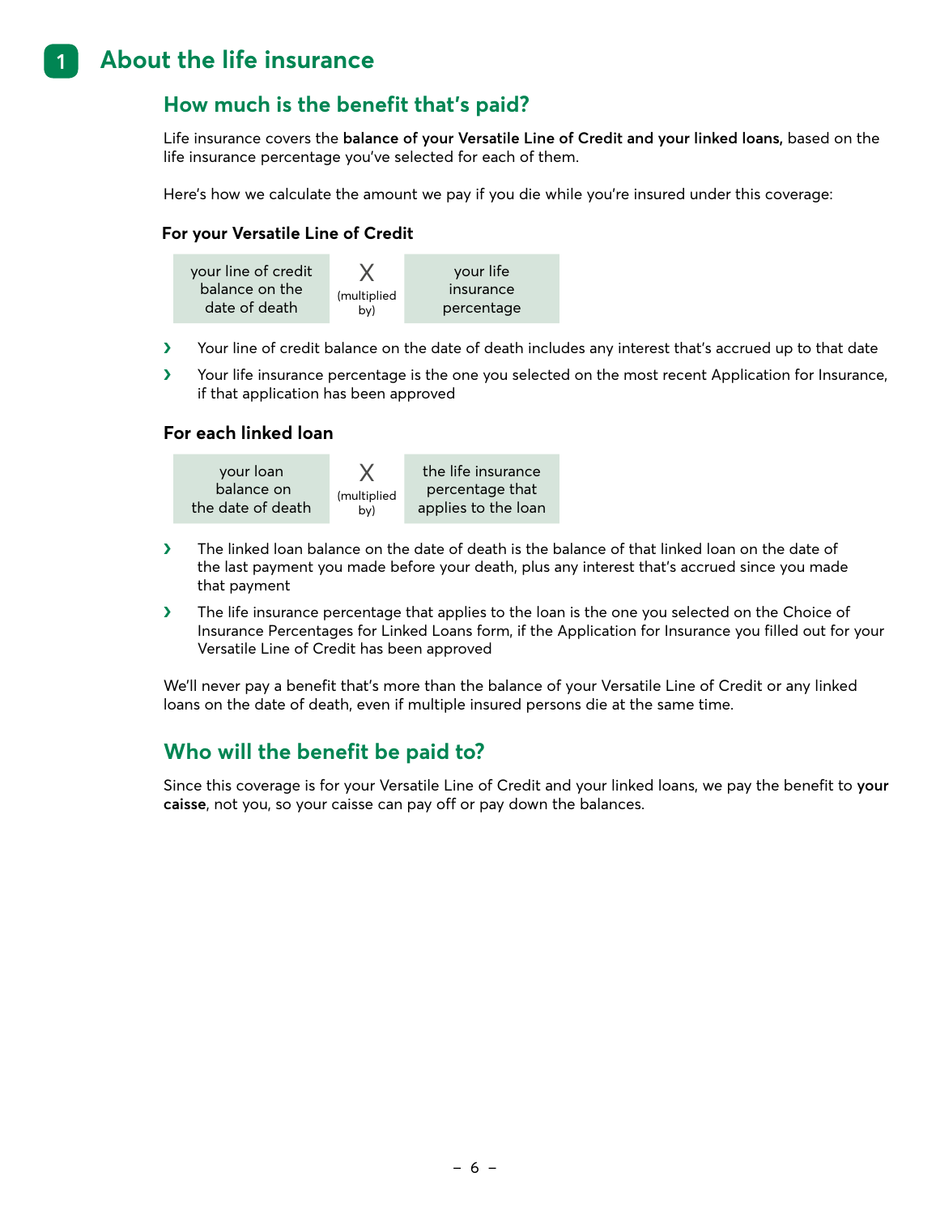# 1 About the life insurance

## How much is the benefit that's paid?

Life insurance covers the **balance of your Versatile Line of Credit and your linked loans,** based on the life insurance percentage you've selected for each of them.

Here's how we calculate the amount we pay if you die while you're insured under this coverage:

### For your Versatile Line of Credit

| your line of credit balance on the date of death | X (multiplied by) | your life insurance percentage |
|---|---|---|

- Your line of credit balance on the date of death includes any interest that's accrued up to that date
- Your life insurance percentage is the one you selected on the most recent Application for Insurance, if that application has been approved

### For each linked loan

| your loan balance on the date of death | X (multiplied by) | the life insurance percentage that applies to the loan |
|---|---|---|

- The linked loan balance on the date of death is the balance of that linked loan on the date of the last payment you made before your death, plus any interest that's accrued since you made that payment
- The life insurance percentage that applies to the loan is the one you selected on the Choice of Insurance Percentages for Linked Loans form, if the Application for Insurance you filled out for your Versatile Line of Credit has been approved

We'll never pay a benefit that's more than the balance of your Versatile Line of Credit or any linked loans on the date of death, even if multiple insured persons die at the same time.

## Who will the benefit be paid to?

Since this coverage is for your Versatile Line of Credit and your linked loans, we pay the benefit to **your caisse**, not you, so your caisse can pay off or pay down the balances.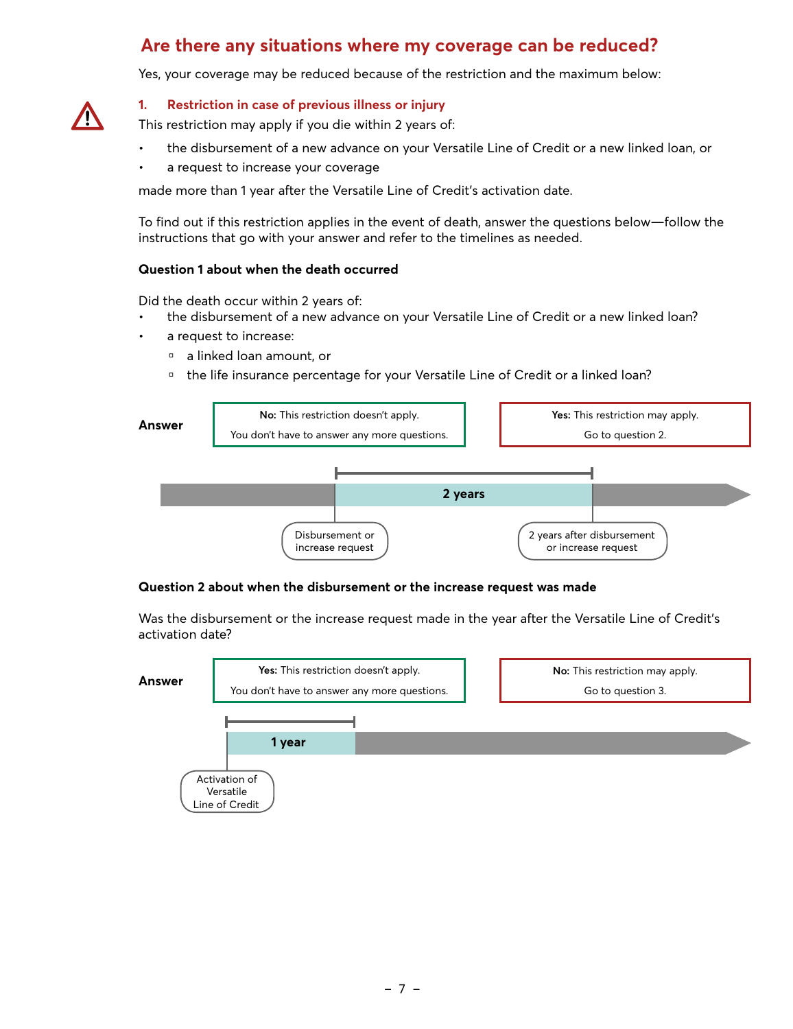## Are there any situations where my coverage can be reduced?

Yes, your coverage may be reduced because of the restriction and the maximum below:

### 1. Restriction in case of previous illness or injury

This restriction may apply if you die within 2 years of:

- the disbursement of a new advance on your Versatile Line of Credit or a new linked loan, or
- a request to increase your coverage

made more than 1 year after the Versatile Line of Credit's activation date.

To find out if this restriction applies in the event of death, answer the questions below—follow the instructions that go with your answer and refer to the timelines as needed.

**Question 1 about when the death occurred**

Did the death occur within 2 years of:

- the disbursement of a new advance on your Versatile Line of Credit or a new linked loan?
- a request to increase:
  - a linked loan amount, or
  - the life insurance percentage for your Versatile Line of Credit or a linked loan?

**Answer**

**No:** This restriction doesn't apply.
You don't have to answer any more questions.

**Yes:** This restriction may apply.
Go to question 2.

2 years

Disbursement or increase request

2 years after disbursement or increase request

**Question 2 about when the disbursement or the increase request was made**

Was the disbursement or the increase request made in the year after the Versatile Line of Credit's activation date?

**Answer**

**Yes:** This restriction doesn't apply.
You don't have to answer any more questions.

**No:** This restriction may apply.
Go to question 3.

1 year

Activation of Versatile Line of Credit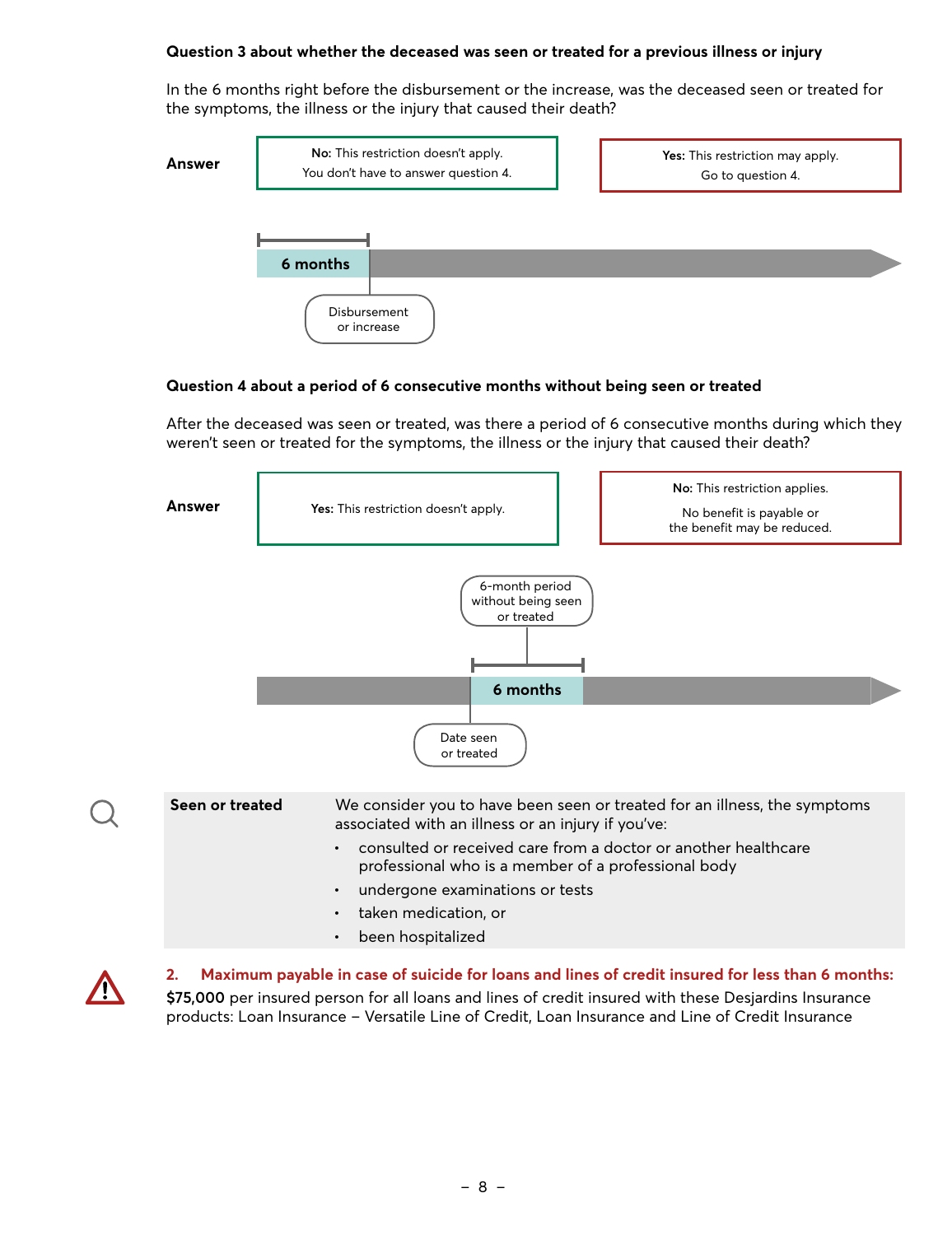**Question 3 about whether the deceased was seen or treated for a previous illness or injury**

In the 6 months right before the disbursement or the increase, was the deceased seen or treated for the symptoms, the illness or the injury that caused their death?

| Answer | |
|---|---|
| **No:** This restriction doesn't apply. You don't have to answer question 4. | **Yes:** This restriction may apply. Go to question 4. |

6 months

Disbursement or increase

**Question 4 about a period of 6 consecutive months without being seen or treated**

After the deceased was seen or treated, was there a period of 6 consecutive months during which they weren't seen or treated for the symptoms, the illness or the injury that caused their death?

| Answer | |
|---|---|
| **Yes:** This restriction doesn't apply. | **No:** This restriction applies. No benefit is payable or the benefit may be reduced. |

6-month period without being seen or treated

6 months

Date seen or treated

**Seen or treated**

We consider you to have been seen or treated for an illness, the symptoms associated with an illness or an injury if you've:

- consulted or received care from a doctor or another healthcare professional who is a member of a professional body
- undergone examinations or tests
- taken medication, or
- been hospitalized

**2. Maximum payable in case of suicide for loans and lines of credit insured for less than 6 months:**

**$75,000** per insured person for all loans and lines of credit insured with these Desjardins Insurance products: Loan Insurance – Versatile Line of Credit, Loan Insurance and Line of Credit Insurance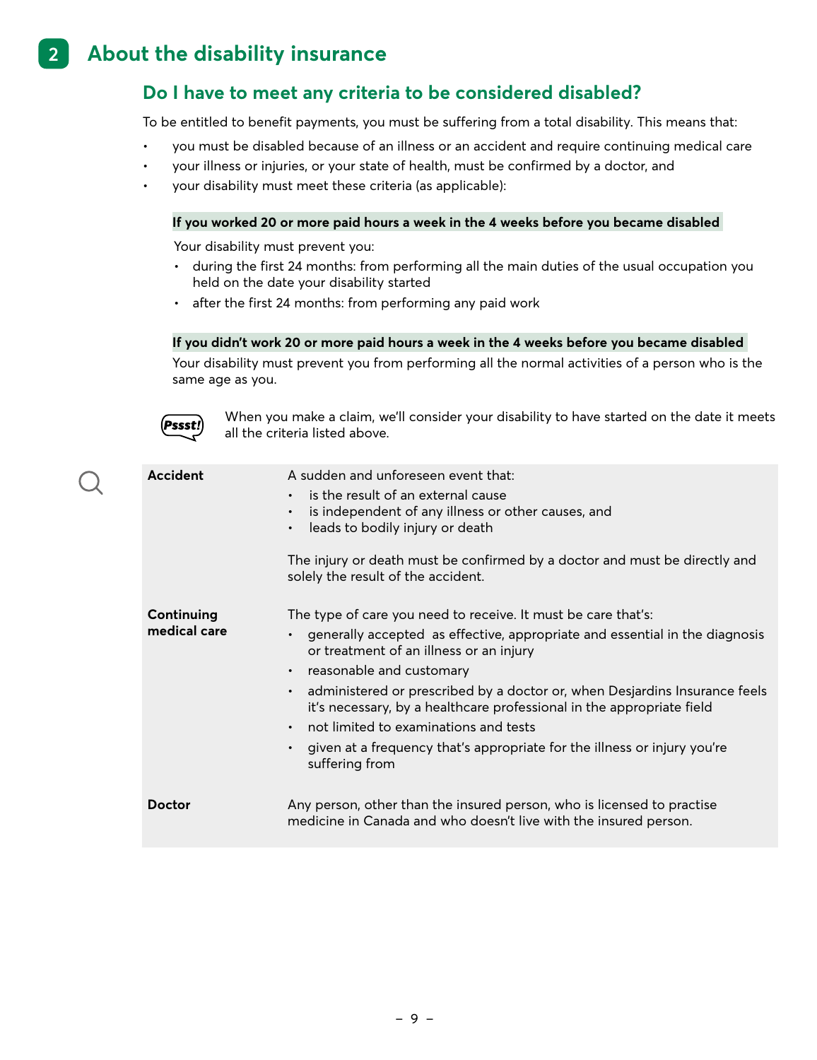## 2 About the disability insurance

### Do I have to meet any criteria to be considered disabled?

To be entitled to benefit payments, you must be suffering from a total disability. This means that:

- you must be disabled because of an illness or an accident and require continuing medical care
- your illness or injuries, or your state of health, must be confirmed by a doctor, and
- your disability must meet these criteria (as applicable):

**If you worked 20 or more paid hours a week in the 4 weeks before you became disabled**

Your disability must prevent you:

- during the first 24 months: from performing all the main duties of the usual occupation you held on the date your disability started
- after the first 24 months: from performing any paid work

**If you didn't work 20 or more paid hours a week in the 4 weeks before you became disabled**

Your disability must prevent you from performing all the normal activities of a person who is the same age as you.

*Pssst!* When you make a claim, we'll consider your disability to have started on the date it meets all the criteria listed above.

**Accident**

A sudden and unforeseen event that:

- is the result of an external cause
- is independent of any illness or other causes, and
- leads to bodily injury or death

The injury or death must be confirmed by a doctor and must be directly and solely the result of the accident.

**Continuing medical care**

The type of care you need to receive. It must be care that's:

- generally accepted as effective, appropriate and essential in the diagnosis or treatment of an illness or an injury
- reasonable and customary
- administered or prescribed by a doctor or, when Desjardins Insurance feels it's necessary, by a healthcare professional in the appropriate field
- not limited to examinations and tests
- given at a frequency that's appropriate for the illness or injury you're suffering from

**Doctor**

Any person, other than the insured person, who is licensed to practise medicine in Canada and who doesn't live with the insured person.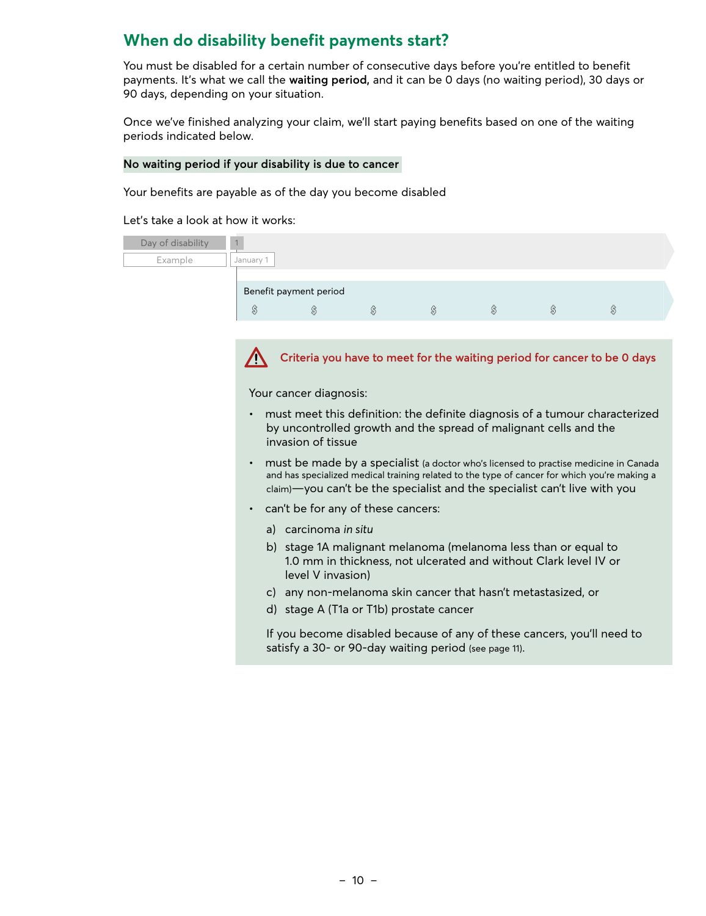## When do disability benefit payments start?

You must be disabled for a certain number of consecutive days before you're entitled to benefit payments. It's what we call the **waiting period,** and it can be 0 days (no waiting period), 30 days or 90 days, depending on your situation.

Once we've finished analyzing your claim, we'll start paying benefits based on one of the waiting periods indicated below.

**No waiting period if your disability is due to cancer**

Your benefits are payable as of the day you become disabled

Let's take a look at how it works:

| Day of disability | 1 |
| --- | --- |
| Example | January 1 |

Benefit payment period

$ $ $ $ $ $ $

**Criteria you have to meet for the waiting period for cancer to be 0 days**

Your cancer diagnosis:

- must meet this definition: the definite diagnosis of a tumour characterized by uncontrolled growth and the spread of malignant cells and the invasion of tissue
- must be made by a specialist (a doctor who's licensed to practise medicine in Canada and has specialized medical training related to the type of cancer for which you're making a claim)—you can't be the specialist and the specialist can't live with you
- can't be for any of these cancers:
  a) carcinoma *in situ*
  b) stage 1A malignant melanoma (melanoma less than or equal to 1.0 mm in thickness, not ulcerated and without Clark level IV or level V invasion)
  c) any non-melanoma skin cancer that hasn't metastasized, or
  d) stage A (T1a or T1b) prostate cancer

  If you become disabled because of any of these cancers, you'll need to satisfy a 30- or 90-day waiting period (see page 11).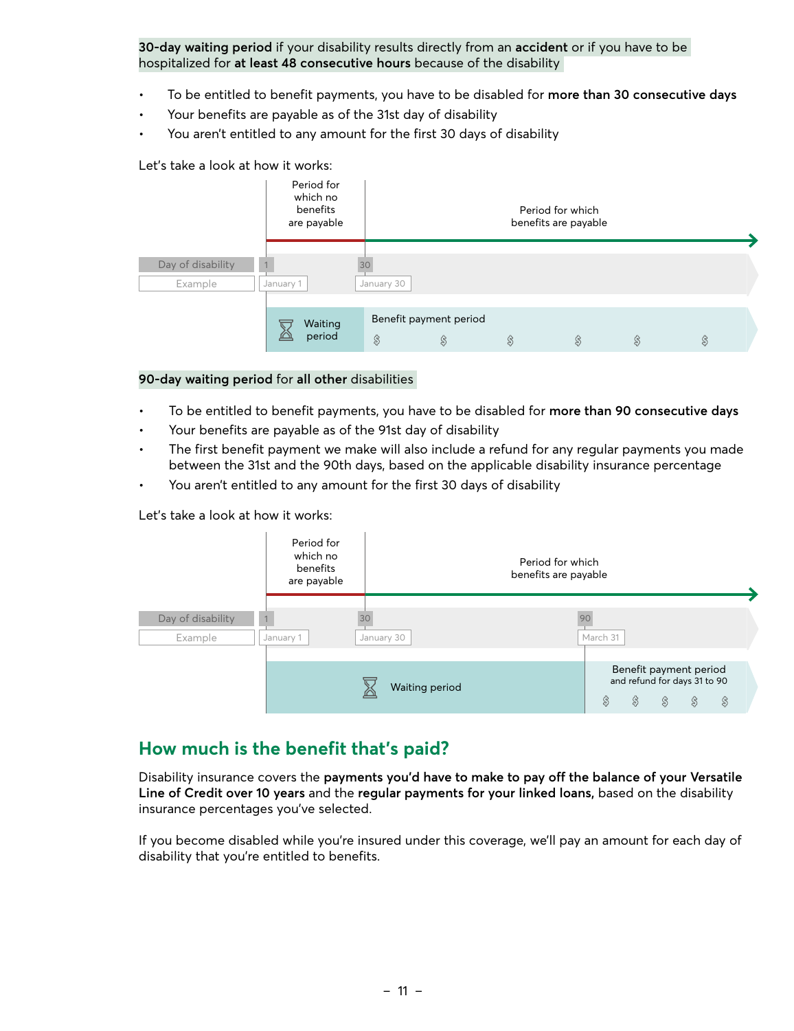**30-day waiting period** if your disability results directly from an **accident** or if you have to be hospitalized for **at least 48 consecutive hours** because of the disability

- To be entitled to benefit payments, you have to be disabled for **more than 30 consecutive days**
- Your benefits are payable as of the 31st day of disability
- You aren't entitled to any amount for the first 30 days of disability

Let's take a look at how it works:

| | Period for which no benefits are payable | Period for which benefits are payable |
|---|---|---|
| Day of disability | 1 | 30 |
| Example | January 1 | January 30 |
| | Waiting period | Benefit payment period $ $ $ $ $ $ |

**90-day waiting period** for **all other** disabilities

- To be entitled to benefit payments, you have to be disabled for **more than 90 consecutive days**
- Your benefits are payable as of the 91st day of disability
- The first benefit payment we make will also include a refund for any regular payments you made between the 31st and the 90th days, based on the applicable disability insurance percentage
- You aren't entitled to any amount for the first 30 days of disability

Let's take a look at how it works:

| | Period for which no benefits are payable | Period for which benefits are payable | |
|---|---|---|---|
| Day of disability | 1 | 30 | 90 |
| Example | January 1 | January 30 | March 31 |
| | Waiting period | | Benefit payment period and refund for days 31 to 90 $ $ $ $ $ |

## How much is the benefit that's paid?

Disability insurance covers the **payments you'd have to make to pay off the balance of your Versatile Line of Credit over 10 years** and the **regular payments for your linked loans,** based on the disability insurance percentages you've selected.

If you become disabled while you're insured under this coverage, we'll pay an amount for each day of disability that you're entitled to benefits.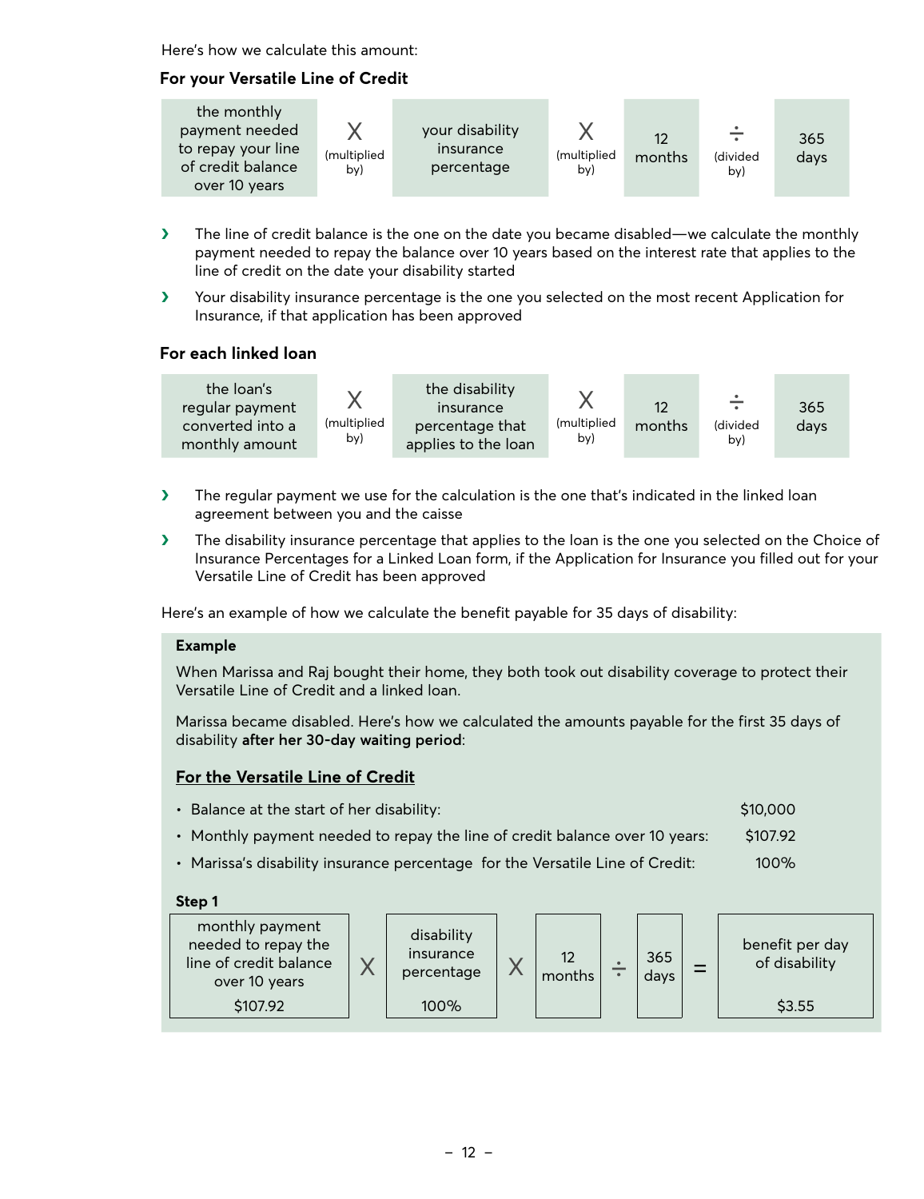Here's how we calculate this amount:

### For your Versatile Line of Credit

| the monthly payment needed to repay your line of credit balance over 10 years | X (multiplied by) | your disability insurance percentage | X (multiplied by) | 12 months | ÷ (divided by) | 365 days |
|---|---|---|---|---|---|---|

- The line of credit balance is the one on the date you became disabled—we calculate the monthly payment needed to repay the balance over 10 years based on the interest rate that applies to the line of credit on the date your disability started
- Your disability insurance percentage is the one you selected on the most recent Application for Insurance, if that application has been approved

### For each linked loan

| the loan's regular payment converted into a monthly amount | X (multiplied by) | the disability insurance percentage that applies to the loan | X (multiplied by) | 12 months | ÷ (divided by) | 365 days |
|---|---|---|---|---|---|---|

- The regular payment we use for the calculation is the one that's indicated in the linked loan agreement between you and the caisse
- The disability insurance percentage that applies to the loan is the one you selected on the Choice of Insurance Percentages for a Linked Loan form, if the Application for Insurance you filled out for your Versatile Line of Credit has been approved

Here's an example of how we calculate the benefit payable for 35 days of disability:

**Example**

When Marissa and Raj bought their home, they both took out disability coverage to protect their Versatile Line of Credit and a linked loan.

Marissa became disabled. Here's how we calculated the amounts payable for the first 35 days of disability **after her 30-day waiting period**:

**<u>For the Versatile Line of Credit</u>**

- Balance at the start of her disability: $10,000
- Monthly payment needed to repay the line of credit balance over 10 years: $107.92
- Marissa's disability insurance percentage for the Versatile Line of Credit: 100%

**Step 1**

| monthly payment needed to repay the line of credit balance over 10 years | X | disability insurance percentage | X | 12 months | ÷ | 365 days | = | benefit per day of disability |
|---|---|---|---|---|---|---|---|---|
| $107.92 | | 100% | | | | | | $3.55 |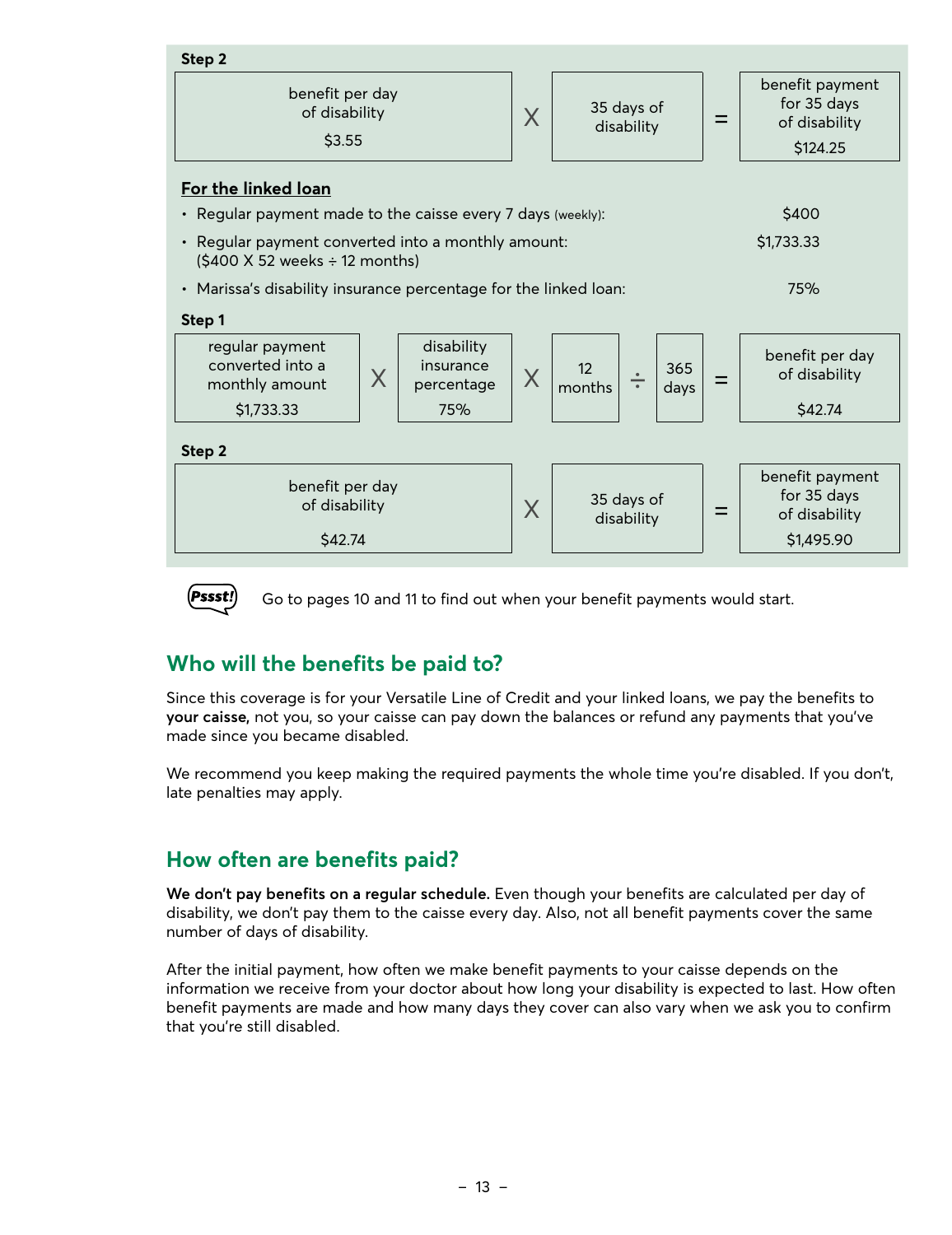**Step 2**

| benefit per day of disability | | | | benefit payment for 35 days of disability |
|---|---|---|---|---|
| $3.55 | X | 35 days of disability | = | $124.25 |

**<u>For the linked loan</u>**

- Regular payment made to the caisse every 7 days (weekly): $400
- Regular payment converted into a monthly amount: ($400 X 52 weeks ÷ 12 months) $1,733.33
- Marissa's disability insurance percentage for the linked loan: 75%

**Step 1**

| regular payment converted into a monthly amount | | disability insurance percentage | | | | | | benefit per day of disability |
|---|---|---|---|---|---|---|---|---|
| $1,733.33 | X | 75% | X | 12 months | ÷ | 365 days | = | $42.74 |

**Step 2**

| benefit per day of disability | | | | benefit payment for 35 days of disability |
|---|---|---|---|---|
| $42.74 | X | 35 days of disability | = | $1,495.90 |

*Pssst!* Go to pages 10 and 11 to find out when your benefit payments would start.

## Who will the benefits be paid to?

Since this coverage is for your Versatile Line of Credit and your linked loans, we pay the benefits to **your caisse,** not you, so your caisse can pay down the balances or refund any payments that you've made since you became disabled.

We recommend you keep making the required payments the whole time you're disabled. If you don't, late penalties may apply.

## How often are benefits paid?

**We don't pay benefits on a regular schedule.** Even though your benefits are calculated per day of disability, we don't pay them to the caisse every day. Also, not all benefit payments cover the same number of days of disability.

After the initial payment, how often we make benefit payments to your caisse depends on the information we receive from your doctor about how long your disability is expected to last. How often benefit payments are made and how many days they cover can also vary when we ask you to confirm that you're still disabled.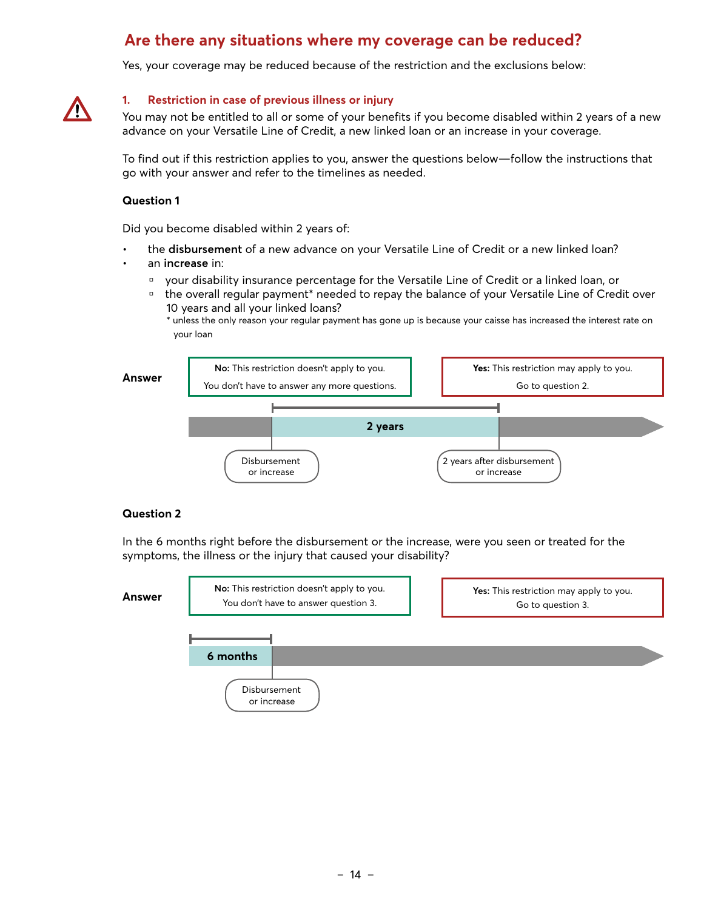## Are there any situations where my coverage can be reduced?

Yes, your coverage may be reduced because of the restriction and the exclusions below:

### 1. Restriction in case of previous illness or injury

You may not be entitled to all or some of your benefits if you become disabled within 2 years of a new advance on your Versatile Line of Credit, a new linked loan or an increase in your coverage.

To find out if this restriction applies to you, answer the questions below—follow the instructions that go with your answer and refer to the timelines as needed.

**Question 1**

Did you become disabled within 2 years of:

- the **disbursement** of a new advance on your Versatile Line of Credit or a new linked loan?
- an **increase** in:
  - your disability insurance percentage for the Versatile Line of Credit or a linked loan, or
  - the overall regular payment* needed to repay the balance of your Versatile Line of Credit over 10 years and all your linked loans?

  \* unless the only reason your regular payment has gone up is because your caisse has increased the interest rate on your loan

**Answer**

**No:** This restriction doesn't apply to you. You don't have to answer any more questions.

**Yes:** This restriction may apply to you. Go to question 2.

2 years — Disbursement or increase → 2 years after disbursement or increase

**Question 2**

In the 6 months right before the disbursement or the increase, were you seen or treated for the symptoms, the illness or the injury that caused your disability?

**Answer**

**No:** This restriction doesn't apply to you. You don't have to answer question 3.

**Yes:** This restriction may apply to you. Go to question 3.

6 months — Disbursement or increase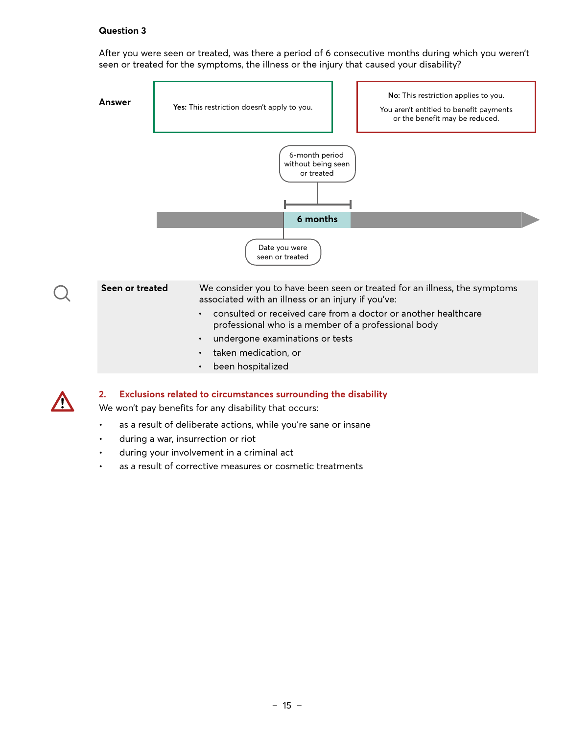**Question 3**

After you were seen or treated, was there a period of 6 consecutive months during which you weren't seen or treated for the symptoms, the illness or the injury that caused your disability?

| **Answer** | **Yes:** This restriction doesn't apply to you. | **No:** This restriction applies to you. You aren't entitled to benefit payments or the benefit may be reduced. |
|---|---|---|

6-month period without being seen or treated

**6 months**

Date you were seen or treated

| **Seen or treated** | We consider you to have been seen or treated for an illness, the symptoms associated with an illness or an injury if you've:<br>• consulted or received care from a doctor or another healthcare professional who is a member of a professional body<br>• undergone examinations or tests<br>• taken medication, or<br>• been hospitalized |
|---|---|

### 2. Exclusions related to circumstances surrounding the disability

We won't pay benefits for any disability that occurs:

- as a result of deliberate actions, while you're sane or insane
- during a war, insurrection or riot
- during your involvement in a criminal act
- as a result of corrective measures or cosmetic treatments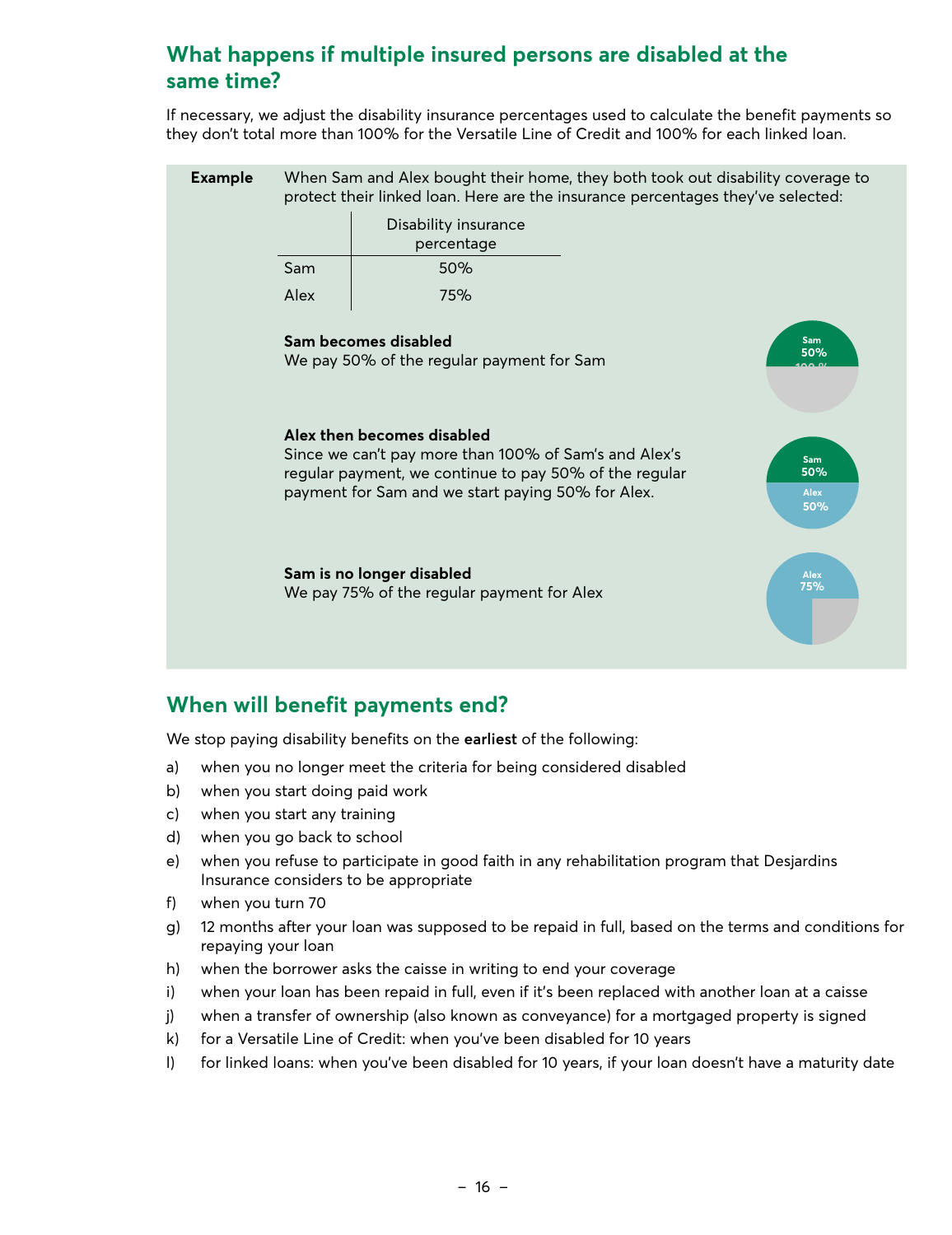## What happens if multiple insured persons are disabled at the same time?

If necessary, we adjust the disability insurance percentages used to calculate the benefit payments so they don't total more than 100% for the Versatile Line of Credit and 100% for each linked loan.

**Example** When Sam and Alex bought their home, they both took out disability coverage to protect their linked loan. Here are the insurance percentages they've selected:

| | Disability insurance percentage |
|---|---|
| Sam | 50% |
| Alex | 75% |

**Sam becomes disabled**
We pay 50% of the regular payment for Sam

**Alex then becomes disabled**
Since we can't pay more than 100% of Sam's and Alex's regular payment, we continue to pay 50% of the regular payment for Sam and we start paying 50% for Alex.

**Sam is no longer disabled**
We pay 75% of the regular payment for Alex

## When will benefit payments end?

We stop paying disability benefits on the **earliest** of the following:

a) when you no longer meet the criteria for being considered disabled
b) when you start doing paid work
c) when you start any training
d) when you go back to school
e) when you refuse to participate in good faith in any rehabilitation program that Desjardins Insurance considers to be appropriate
f) when you turn 70
g) 12 months after your loan was supposed to be repaid in full, based on the terms and conditions for repaying your loan
h) when the borrower asks the caisse in writing to end your coverage
i) when your loan has been repaid in full, even if it's been replaced with another loan at a caisse
j) when a transfer of ownership (also known as conveyance) for a mortgaged property is signed
k) for a Versatile Line of Credit: when you've been disabled for 10 years
l) for linked loans: when you've been disabled for 10 years, if your loan doesn't have a maturity date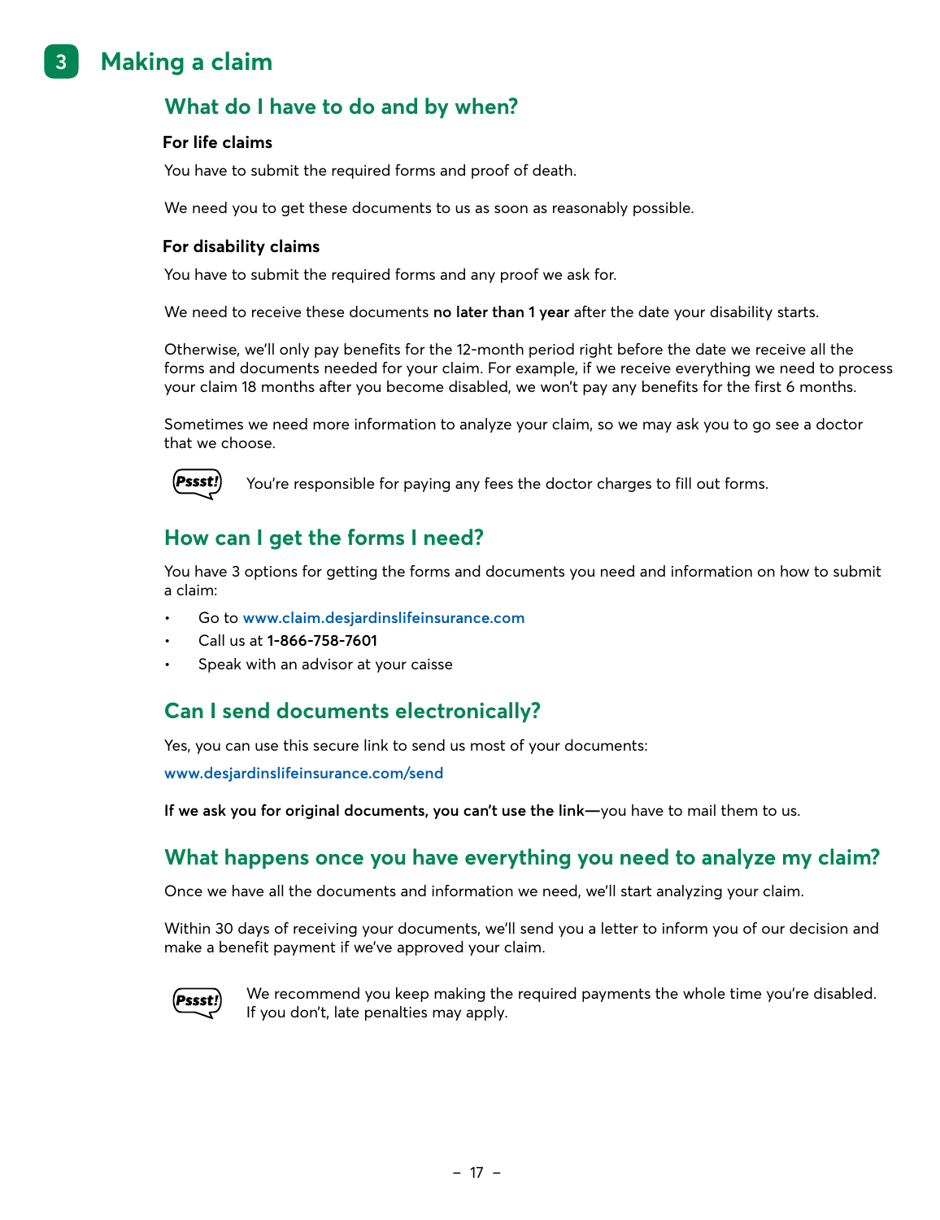# 3 Making a claim

## What do I have to do and by when?

**For life claims**

You have to submit the required forms and proof of death.

We need you to get these documents to us as soon as reasonably possible.

**For disability claims**

You have to submit the required forms and any proof we ask for.

We need to receive these documents **no later than 1 year** after the date your disability starts.

Otherwise, we'll only pay benefits for the 12-month period right before the date we receive all the forms and documents needed for your claim. For example, if we receive everything we need to process your claim 18 months after you become disabled, we won't pay any benefits for the first 6 months.

Sometimes we need more information to analyze your claim, so we may ask you to go see a doctor that we choose.

*Pssst!* You're responsible for paying any fees the doctor charges to fill out forms.

## How can I get the forms I need?

You have 3 options for getting the forms and documents you need and information on how to submit a claim:

- Go to www.claim.desjardinslifeinsurance.com
- Call us at **1-866-758-7601**
- Speak with an advisor at your caisse

## Can I send documents electronically?

Yes, you can use this secure link to send us most of your documents:

www.desjardinslifeinsurance.com/send

**If we ask you for original documents, you can't use the link—**you have to mail them to us.

## What happens once you have everything you need to analyze my claim?

Once we have all the documents and information we need, we'll start analyzing your claim.

Within 30 days of receiving your documents, we'll send you a letter to inform you of our decision and make a benefit payment if we've approved your claim.

*Pssst!* We recommend you keep making the required payments the whole time you're disabled. If you don't, late penalties may apply.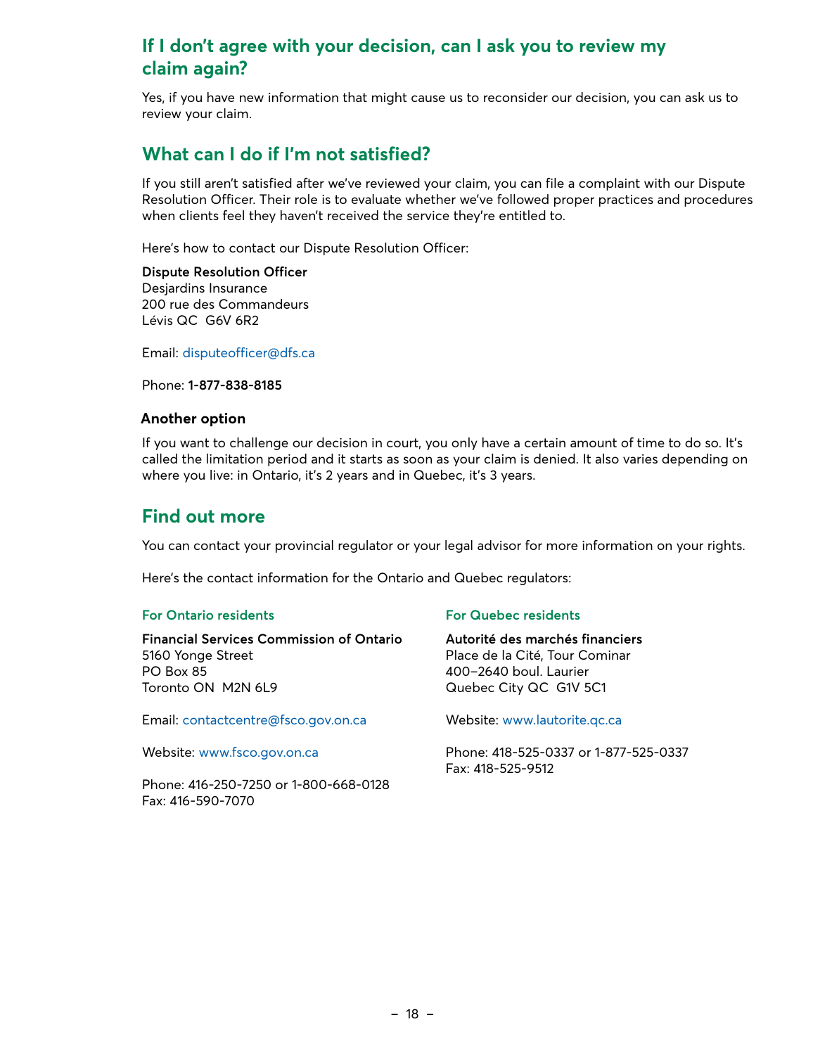## If I don't agree with your decision, can I ask you to review my claim again?

Yes, if you have new information that might cause us to reconsider our decision, you can ask us to review your claim.

## What can I do if I'm not satisfied?

If you still aren't satisfied after we've reviewed your claim, you can file a complaint with our Dispute Resolution Officer. Their role is to evaluate whether we've followed proper practices and procedures when clients feel they haven't received the service they're entitled to.

Here's how to contact our Dispute Resolution Officer:

**Dispute Resolution Officer**
Desjardins Insurance
200 rue des Commandeurs
Lévis QC G6V 6R2

Email: disputeofficer@dfs.ca

Phone: **1-877-838-8185**

### Another option

If you want to challenge our decision in court, you only have a certain amount of time to do so. It's called the limitation period and it starts as soon as your claim is denied. It also varies depending on where you live: in Ontario, it's 2 years and in Quebec, it's 3 years.

## Find out more

You can contact your provincial regulator or your legal advisor for more information on your rights.

Here's the contact information for the Ontario and Quebec regulators:

#### For Ontario residents

**Financial Services Commission of Ontario**
5160 Yonge Street
PO Box 85
Toronto ON M2N 6L9

Email: contactcentre@fsco.gov.on.ca

Website: www.fsco.gov.on.ca

Phone: 416-250-7250 or 1-800-668-0128
Fax: 416-590-7070

#### For Quebec residents

**Autorité des marchés financiers**
Place de la Cité, Tour Cominar
400–2640 boul. Laurier
Quebec City QC G1V 5C1

Website: www.lautorite.qc.ca

Phone: 418-525-0337 or 1-877-525-0337
Fax: 418-525-9512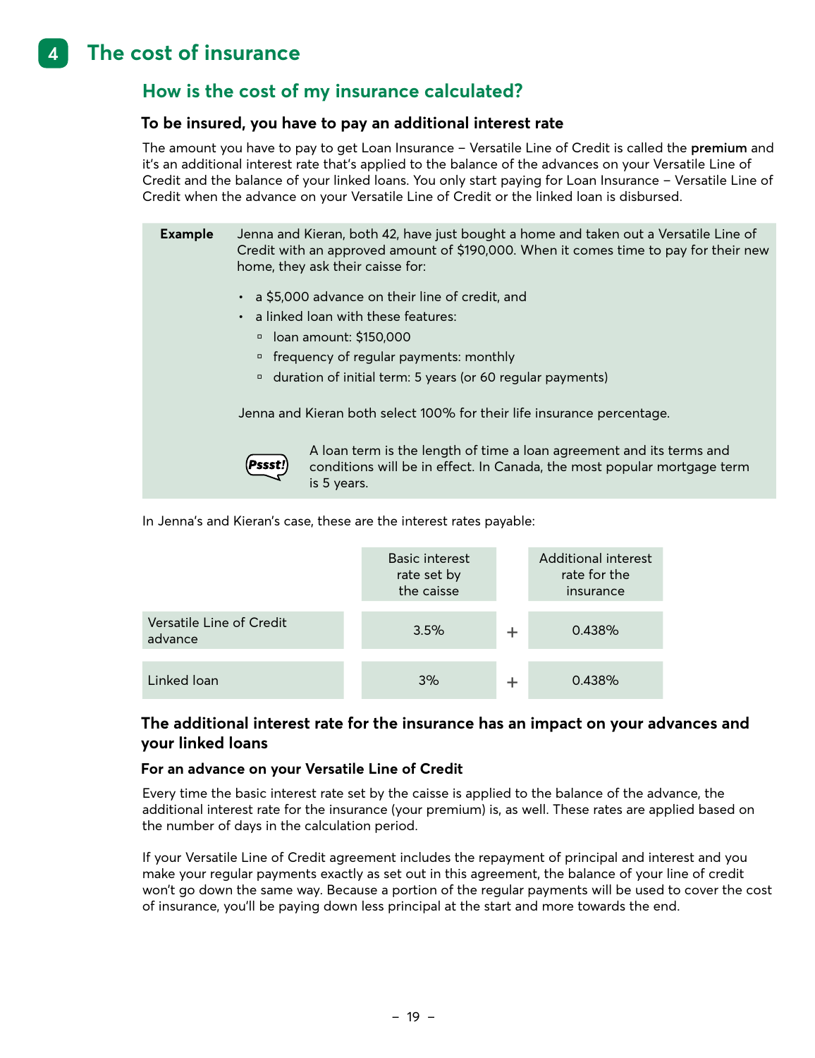# 4 The cost of insurance

## How is the cost of my insurance calculated?

### To be insured, you have to pay an additional interest rate

The amount you have to pay to get Loan Insurance – Versatile Line of Credit is called the **premium** and it's an additional interest rate that's applied to the balance of the advances on your Versatile Line of Credit and the balance of your linked loans. You only start paying for Loan Insurance – Versatile Line of Credit when the advance on your Versatile Line of Credit or the linked loan is disbursed.

**Example** Jenna and Kieran, both 42, have just bought a home and taken out a Versatile Line of Credit with an approved amount of $190,000. When it comes time to pay for their new home, they ask their caisse for:

- a $5,000 advance on their line of credit, and
- a linked loan with these features:
  - loan amount: $150,000
  - frequency of regular payments: monthly
  - duration of initial term: 5 years (or 60 regular payments)

Jenna and Kieran both select 100% for their life insurance percentage.

Pssst! A loan term is the length of time a loan agreement and its terms and conditions will be in effect. In Canada, the most popular mortgage term is 5 years.

In Jenna's and Kieran's case, these are the interest rates payable:

| | Basic interest rate set by the caisse | | Additional interest rate for the insurance |
|---|---|---|---|
| Versatile Line of Credit advance | 3.5% | + | 0.438% |
| Linked loan | 3% | + | 0.438% |

### The additional interest rate for the insurance has an impact on your advances and your linked loans

#### For an advance on your Versatile Line of Credit

Every time the basic interest rate set by the caisse is applied to the balance of the advance, the additional interest rate for the insurance (your premium) is, as well. These rates are applied based on the number of days in the calculation period.

If your Versatile Line of Credit agreement includes the repayment of principal and interest and you make your regular payments exactly as set out in this agreement, the balance of your line of credit won't go down the same way. Because a portion of the regular payments will be used to cover the cost of insurance, you'll be paying down less principal at the start and more towards the end.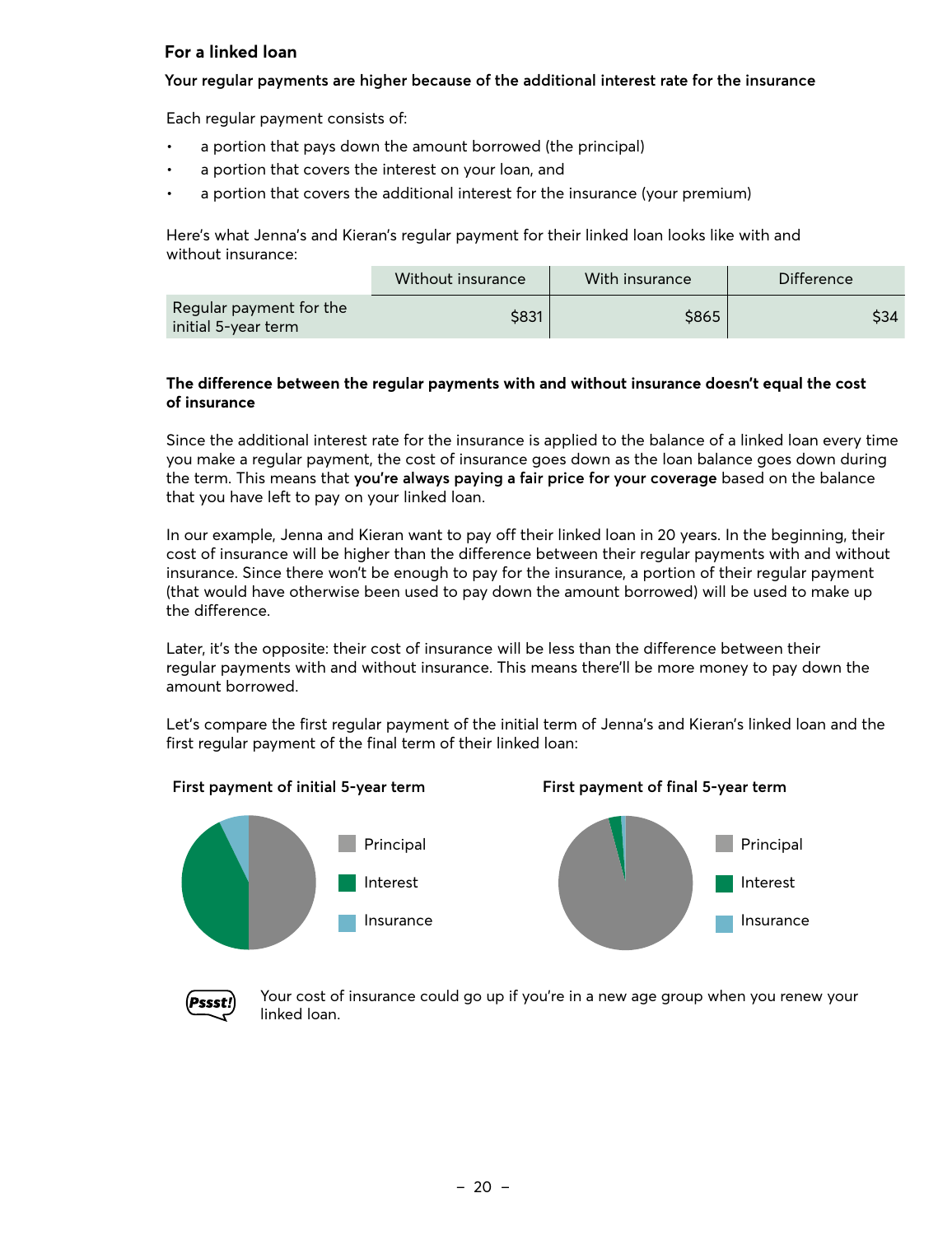## For a linked loan

**Your regular payments are higher because of the additional interest rate for the insurance**

Each regular payment consists of:

- a portion that pays down the amount borrowed (the principal)
- a portion that covers the interest on your loan, and
- a portion that covers the additional interest for the insurance (your premium)

Here's what Jenna's and Kieran's regular payment for their linked loan looks like with and without insurance:

| | Without insurance | With insurance | Difference |
|---|---|---|---|
| Regular payment for the initial 5-year term | $831 | $865 | $34 |

**The difference between the regular payments with and without insurance doesn't equal the cost of insurance**

Since the additional interest rate for the insurance is applied to the balance of a linked loan every time you make a regular payment, the cost of insurance goes down as the loan balance goes down during the term. This means that **you're always paying a fair price for your coverage** based on the balance that you have left to pay on your linked loan.

In our example, Jenna and Kieran want to pay off their linked loan in 20 years. In the beginning, their cost of insurance will be higher than the difference between their regular payments with and without insurance. Since there won't be enough to pay for the insurance, a portion of their regular payment (that would have otherwise been used to pay down the amount borrowed) will be used to make up the difference.

Later, it's the opposite: their cost of insurance will be less than the difference between their regular payments with and without insurance. This means there'll be more money to pay down the amount borrowed.

Let's compare the first regular payment of the initial term of Jenna's and Kieran's linked loan and the first regular payment of the final term of their linked loan:

**First payment of initial 5-year term**

- Principal
- Interest
- Insurance

**First payment of final 5-year term**

- Principal
- Interest
- Insurance

Pssst! Your cost of insurance could go up if you're in a new age group when you renew your linked loan.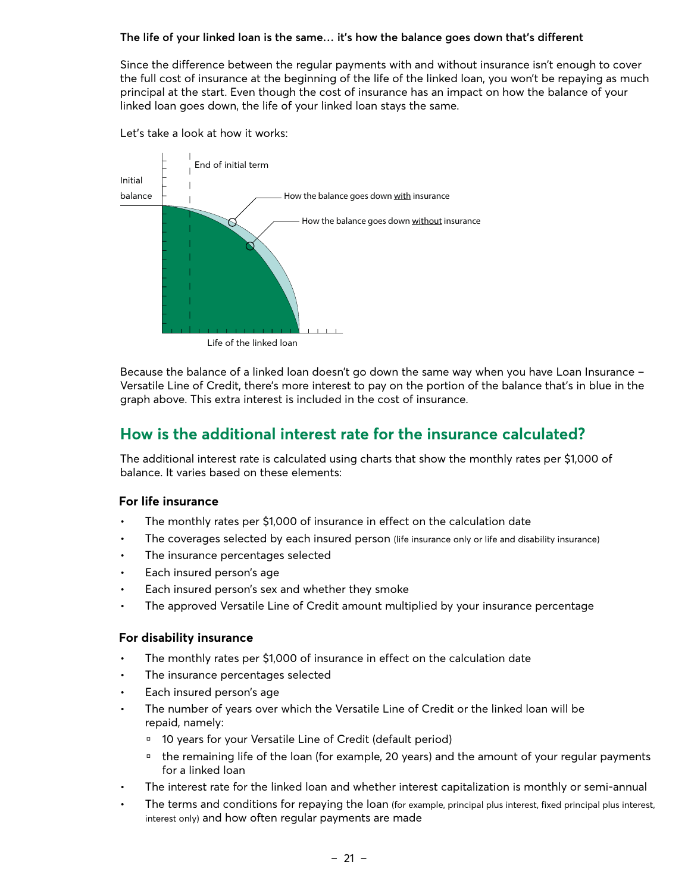**The life of your linked loan is the same… it's how the balance goes down that's different**

Since the difference between the regular payments with and without insurance isn't enough to cover the full cost of insurance at the beginning of the life of the linked loan, you won't be repaying as much principal at the start. Even though the cost of insurance has an impact on how the balance of your linked loan goes down, the life of your linked loan stays the same.

Let's take a look at how it works:

Initial balance

End of initial term

How the balance goes down with insurance

How the balance goes down without insurance

Life of the linked loan

Because the balance of a linked loan doesn't go down the same way when you have Loan Insurance – Versatile Line of Credit, there's more interest to pay on the portion of the balance that's in blue in the graph above. This extra interest is included in the cost of insurance.

## How is the additional interest rate for the insurance calculated?

The additional interest rate is calculated using charts that show the monthly rates per $1,000 of balance. It varies based on these elements:

### For life insurance

- The monthly rates per $1,000 of insurance in effect on the calculation date
- The coverages selected by each insured person (life insurance only or life and disability insurance)
- The insurance percentages selected
- Each insured person's age
- Each insured person's sex and whether they smoke
- The approved Versatile Line of Credit amount multiplied by your insurance percentage

### For disability insurance

- The monthly rates per $1,000 of insurance in effect on the calculation date
- The insurance percentages selected
- Each insured person's age
- The number of years over which the Versatile Line of Credit or the linked loan will be repaid, namely:
  - 10 years for your Versatile Line of Credit (default period)
  - the remaining life of the loan (for example, 20 years) and the amount of your regular payments for a linked loan
- The interest rate for the linked loan and whether interest capitalization is monthly or semi-annual
- The terms and conditions for repaying the loan (for example, principal plus interest, fixed principal plus interest, interest only) and how often regular payments are made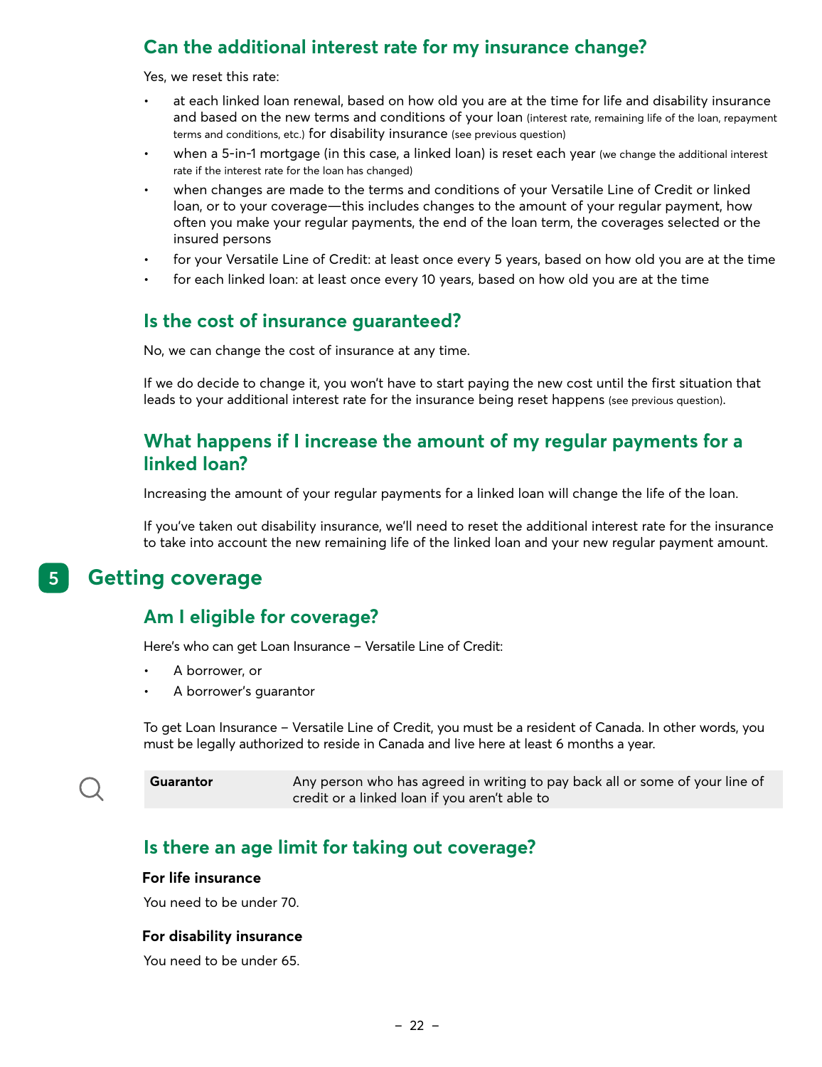### Can the additional interest rate for my insurance change?

Yes, we reset this rate:

- at each linked loan renewal, based on how old you are at the time for life and disability insurance and based on the new terms and conditions of your loan (interest rate, remaining life of the loan, repayment terms and conditions, etc.) for disability insurance (see previous question)
- when a 5-in-1 mortgage (in this case, a linked loan) is reset each year (we change the additional interest rate if the interest rate for the loan has changed)
- when changes are made to the terms and conditions of your Versatile Line of Credit or linked loan, or to your coverage—this includes changes to the amount of your regular payment, how often you make your regular payments, the end of the loan term, the coverages selected or the insured persons
- for your Versatile Line of Credit: at least once every 5 years, based on how old you are at the time
- for each linked loan: at least once every 10 years, based on how old you are at the time

### Is the cost of insurance guaranteed?

No, we can change the cost of insurance at any time.

If we do decide to change it, you won't have to start paying the new cost until the first situation that leads to your additional interest rate for the insurance being reset happens (see previous question).

### What happens if I increase the amount of my regular payments for a linked loan?

Increasing the amount of your regular payments for a linked loan will change the life of the loan.

If you've taken out disability insurance, we'll need to reset the additional interest rate for the insurance to take into account the new remaining life of the linked loan and your new regular payment amount.

## 5 Getting coverage

### Am I eligible for coverage?

Here's who can get Loan Insurance – Versatile Line of Credit:

- A borrower, or
- A borrower's guarantor

To get Loan Insurance – Versatile Line of Credit, you must be a resident of Canada. In other words, you must be legally authorized to reside in Canada and live here at least 6 months a year.

| | |
|---|---|
| **Guarantor** | Any person who has agreed in writing to pay back all or some of your line of credit or a linked loan if you aren't able to |

### Is there an age limit for taking out coverage?

**For life insurance**

You need to be under 70.

**For disability insurance**

You need to be under 65.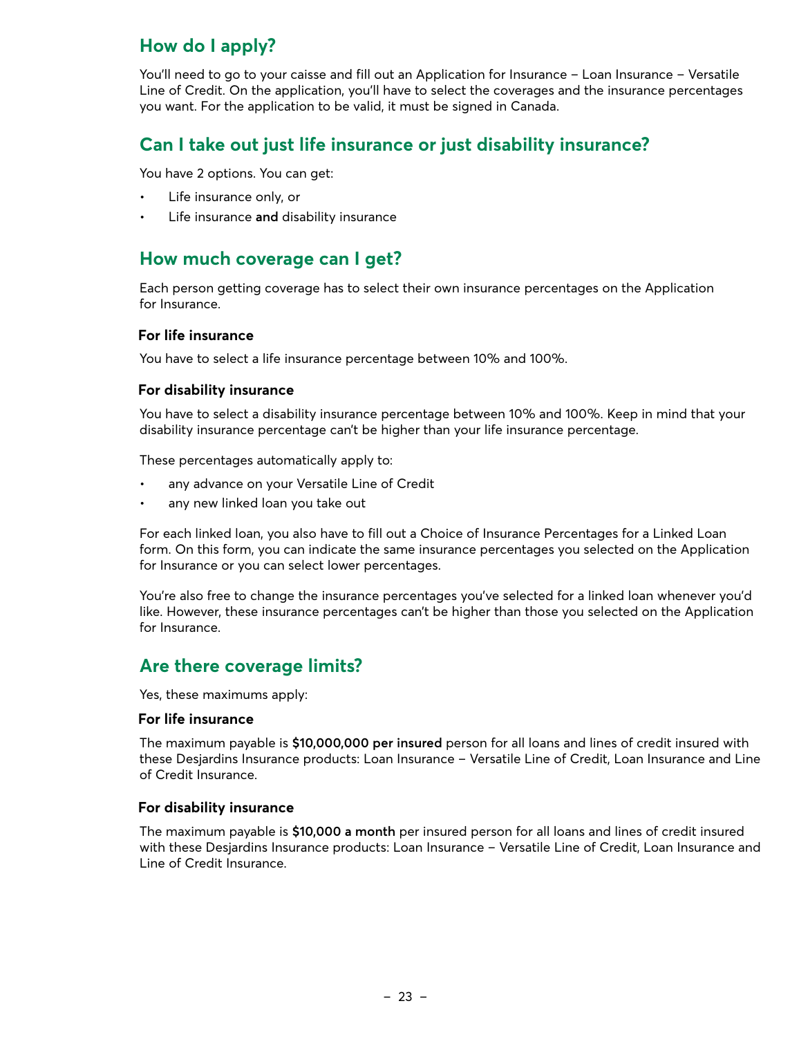## How do I apply?

You'll need to go to your caisse and fill out an Application for Insurance – Loan Insurance – Versatile Line of Credit. On the application, you'll have to select the coverages and the insurance percentages you want. For the application to be valid, it must be signed in Canada.

## Can I take out just life insurance or just disability insurance?

You have 2 options. You can get:

- Life insurance only, or
- Life insurance **and** disability insurance

## How much coverage can I get?

Each person getting coverage has to select their own insurance percentages on the Application for Insurance.

### For life insurance

You have to select a life insurance percentage between 10% and 100%.

### For disability insurance

You have to select a disability insurance percentage between 10% and 100%. Keep in mind that your disability insurance percentage can't be higher than your life insurance percentage.

These percentages automatically apply to:

- any advance on your Versatile Line of Credit
- any new linked loan you take out

For each linked loan, you also have to fill out a Choice of Insurance Percentages for a Linked Loan form. On this form, you can indicate the same insurance percentages you selected on the Application for Insurance or you can select lower percentages.

You're also free to change the insurance percentages you've selected for a linked loan whenever you'd like. However, these insurance percentages can't be higher than those you selected on the Application for Insurance.

## Are there coverage limits?

Yes, these maximums apply:

### For life insurance

The maximum payable is **$10,000,000 per insured** person for all loans and lines of credit insured with these Desjardins Insurance products: Loan Insurance – Versatile Line of Credit, Loan Insurance and Line of Credit Insurance.

### For disability insurance

The maximum payable is **$10,000 a month** per insured person for all loans and lines of credit insured with these Desjardins Insurance products: Loan Insurance – Versatile Line of Credit, Loan Insurance and Line of Credit Insurance.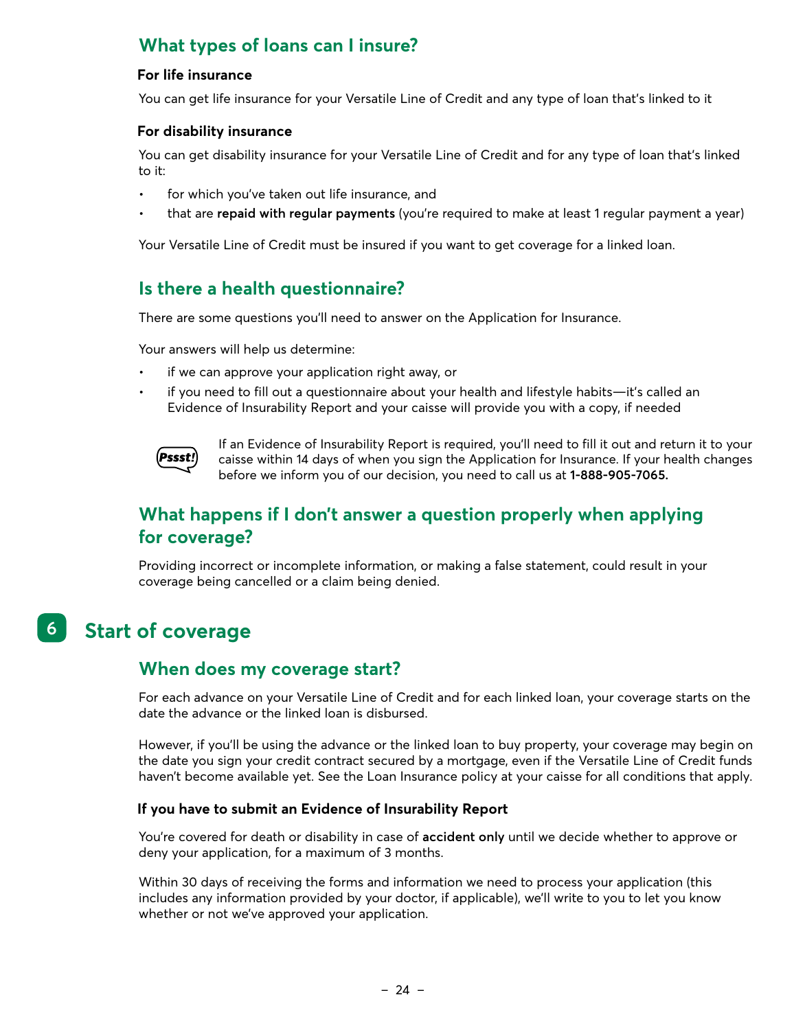## What types of loans can I insure?

### For life insurance

You can get life insurance for your Versatile Line of Credit and any type of loan that's linked to it

### For disability insurance

You can get disability insurance for your Versatile Line of Credit and for any type of loan that's linked to it:

- for which you've taken out life insurance, and
- that are **repaid with regular payments** (you're required to make at least 1 regular payment a year)

Your Versatile Line of Credit must be insured if you want to get coverage for a linked loan.

## Is there a health questionnaire?

There are some questions you'll need to answer on the Application for Insurance.

Your answers will help us determine:

- if we can approve your application right away, or
- if you need to fill out a questionnaire about your health and lifestyle habits—it's called an Evidence of Insurability Report and your caisse will provide you with a copy, if needed

**Pssst!** If an Evidence of Insurability Report is required, you'll need to fill it out and return it to your caisse within 14 days of when you sign the Application for Insurance. If your health changes before we inform you of our decision, you need to call us at **1-888-905-7065.**

## What happens if I don't answer a question properly when applying for coverage?

Providing incorrect or incomplete information, or making a false statement, could result in your coverage being cancelled or a claim being denied.

# 6 Start of coverage

## When does my coverage start?

For each advance on your Versatile Line of Credit and for each linked loan, your coverage starts on the date the advance or the linked loan is disbursed.

However, if you'll be using the advance or the linked loan to buy property, your coverage may begin on the date you sign your credit contract secured by a mortgage, even if the Versatile Line of Credit funds haven't become available yet. See the Loan Insurance policy at your caisse for all conditions that apply.

### If you have to submit an Evidence of Insurability Report

You're covered for death or disability in case of **accident only** until we decide whether to approve or deny your application, for a maximum of 3 months.

Within 30 days of receiving the forms and information we need to process your application (this includes any information provided by your doctor, if applicable), we'll write to you to let you know whether or not we've approved your application.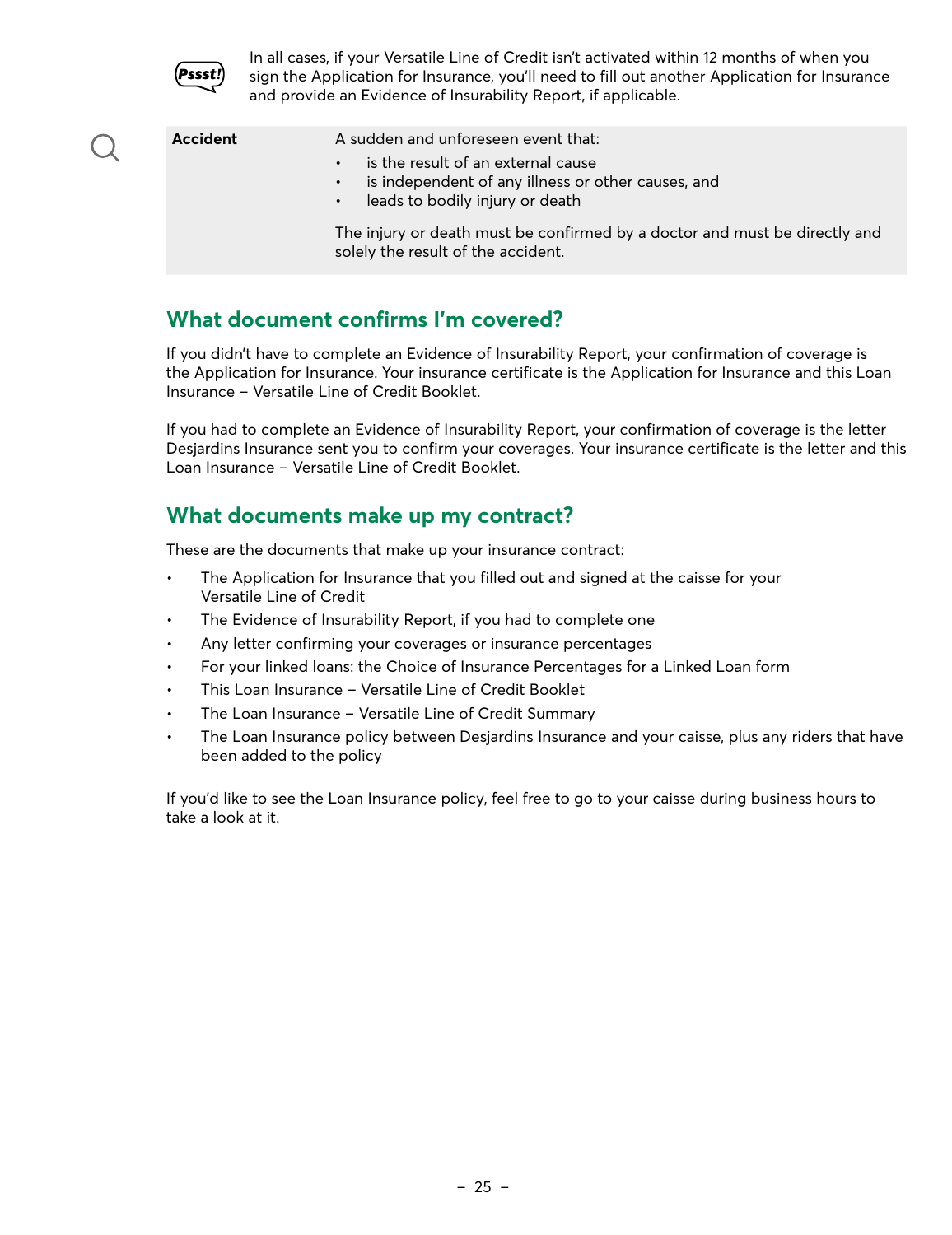**Pssst!** In all cases, if your Versatile Line of Credit isn't activated within 12 months of when you sign the Application for Insurance, you'll need to fill out another Application for Insurance and provide an Evidence of Insurability Report, if applicable.

| | |
|---|---|
| **Accident** | A sudden and unforeseen event that:<br>• is the result of an external cause<br>• is independent of any illness or other causes, and<br>• leads to bodily injury or death<br><br>The injury or death must be confirmed by a doctor and must be directly and solely the result of the accident. |

## What document confirms I'm covered?

If you didn't have to complete an Evidence of Insurability Report, your confirmation of coverage is the Application for Insurance. Your insurance certificate is the Application for Insurance and this Loan Insurance – Versatile Line of Credit Booklet.

If you had to complete an Evidence of Insurability Report, your confirmation of coverage is the letter Desjardins Insurance sent you to confirm your coverages. Your insurance certificate is the letter and this Loan Insurance – Versatile Line of Credit Booklet.

## What documents make up my contract?

These are the documents that make up your insurance contract:

- The Application for Insurance that you filled out and signed at the caisse for your Versatile Line of Credit
- The Evidence of Insurability Report, if you had to complete one
- Any letter confirming your coverages or insurance percentages
- For your linked loans: the Choice of Insurance Percentages for a Linked Loan form
- This Loan Insurance – Versatile Line of Credit Booklet
- The Loan Insurance – Versatile Line of Credit Summary
- The Loan Insurance policy between Desjardins Insurance and your caisse, plus any riders that have been added to the policy

If you'd like to see the Loan Insurance policy, feel free to go to your caisse during business hours to take a look at it.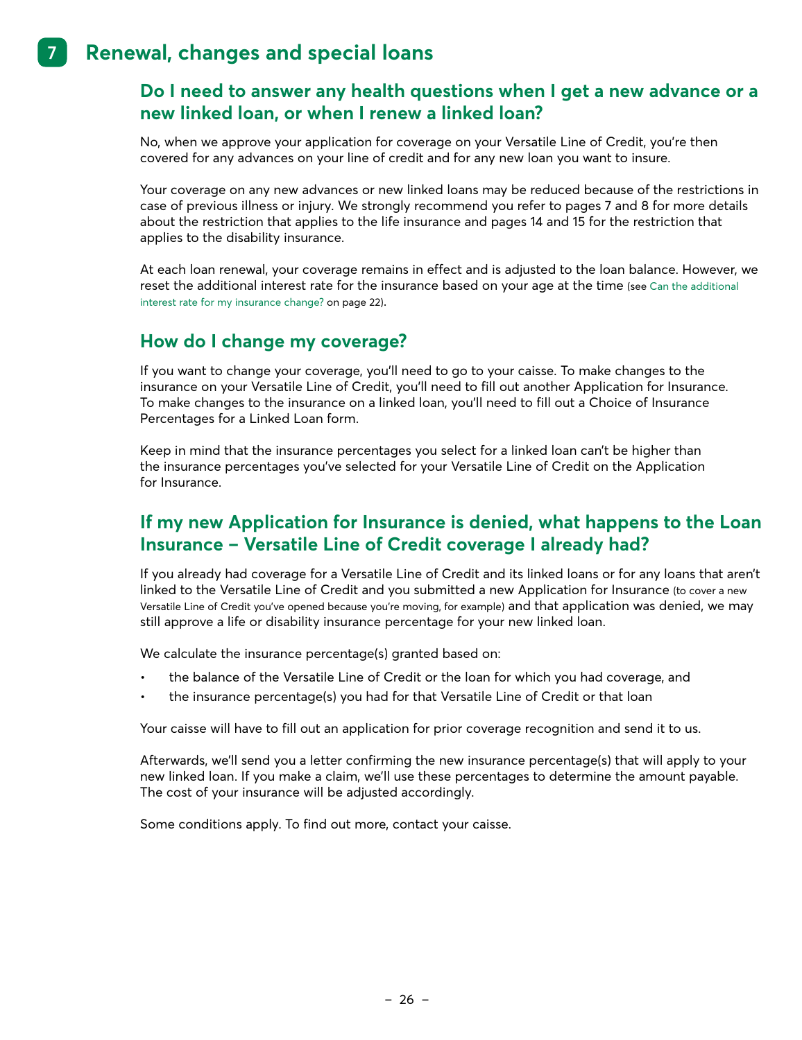# 7 Renewal, changes and special loans

## Do I need to answer any health questions when I get a new advance or a new linked loan, or when I renew a linked loan?

No, when we approve your application for coverage on your Versatile Line of Credit, you're then covered for any advances on your line of credit and for any new loan you want to insure.

Your coverage on any new advances or new linked loans may be reduced because of the restrictions in case of previous illness or injury. We strongly recommend you refer to pages 7 and 8 for more details about the restriction that applies to the life insurance and pages 14 and 15 for the restriction that applies to the disability insurance.

At each loan renewal, your coverage remains in effect and is adjusted to the loan balance. However, we reset the additional interest rate for the insurance based on your age at the time (see Can the additional interest rate for my insurance change? on page 22).

## How do I change my coverage?

If you want to change your coverage, you'll need to go to your caisse. To make changes to the insurance on your Versatile Line of Credit, you'll need to fill out another Application for Insurance. To make changes to the insurance on a linked loan, you'll need to fill out a Choice of Insurance Percentages for a Linked Loan form.

Keep in mind that the insurance percentages you select for a linked loan can't be higher than the insurance percentages you've selected for your Versatile Line of Credit on the Application for Insurance.

## If my new Application for Insurance is denied, what happens to the Loan Insurance – Versatile Line of Credit coverage I already had?

If you already had coverage for a Versatile Line of Credit and its linked loans or for any loans that aren't linked to the Versatile Line of Credit and you submitted a new Application for Insurance (to cover a new Versatile Line of Credit you've opened because you're moving, for example) and that application was denied, we may still approve a life or disability insurance percentage for your new linked loan.

We calculate the insurance percentage(s) granted based on:

- the balance of the Versatile Line of Credit or the loan for which you had coverage, and
- the insurance percentage(s) you had for that Versatile Line of Credit or that loan

Your caisse will have to fill out an application for prior coverage recognition and send it to us.

Afterwards, we'll send you a letter confirming the new insurance percentage(s) that will apply to your new linked loan. If you make a claim, we'll use these percentages to determine the amount payable. The cost of your insurance will be adjusted accordingly.

Some conditions apply. To find out more, contact your caisse.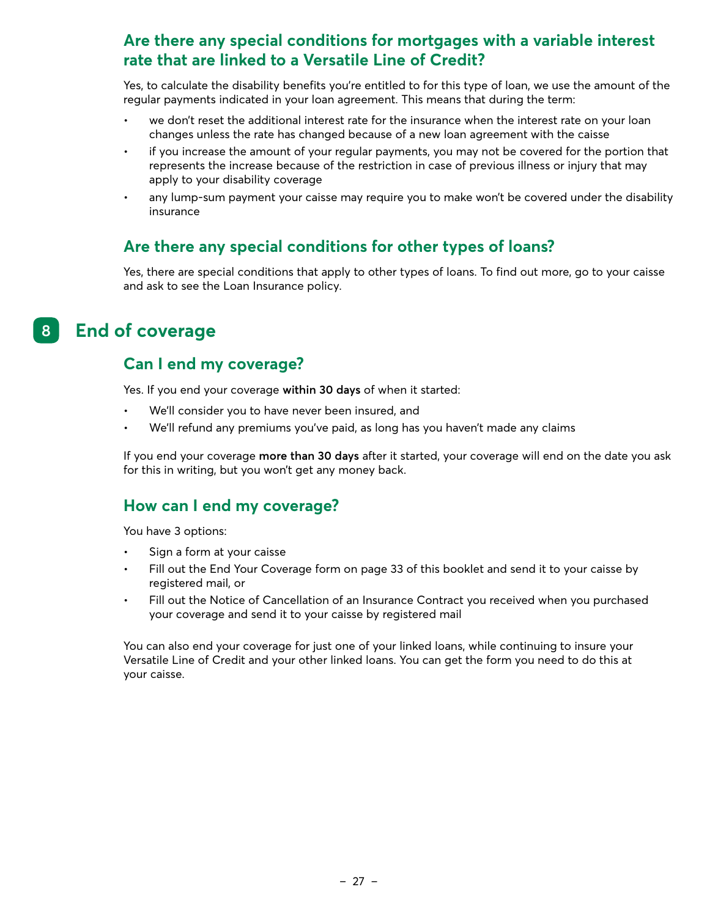### Are there any special conditions for mortgages with a variable interest rate that are linked to a Versatile Line of Credit?

Yes, to calculate the disability benefits you're entitled to for this type of loan, we use the amount of the regular payments indicated in your loan agreement. This means that during the term:

- we don't reset the additional interest rate for the insurance when the interest rate on your loan changes unless the rate has changed because of a new loan agreement with the caisse
- if you increase the amount of your regular payments, you may not be covered for the portion that represents the increase because of the restriction in case of previous illness or injury that may apply to your disability coverage
- any lump-sum payment your caisse may require you to make won't be covered under the disability insurance

### Are there any special conditions for other types of loans?

Yes, there are special conditions that apply to other types of loans. To find out more, go to your caisse and ask to see the Loan Insurance policy.

## 8 End of coverage

### Can I end my coverage?

Yes. If you end your coverage **within 30 days** of when it started:

- We'll consider you to have never been insured, and
- We'll refund any premiums you've paid, as long has you haven't made any claims

If you end your coverage **more than 30 days** after it started, your coverage will end on the date you ask for this in writing, but you won't get any money back.

### How can I end my coverage?

You have 3 options:

- Sign a form at your caisse
- Fill out the End Your Coverage form on page 33 of this booklet and send it to your caisse by registered mail, or
- Fill out the Notice of Cancellation of an Insurance Contract you received when you purchased your coverage and send it to your caisse by registered mail

You can also end your coverage for just one of your linked loans, while continuing to insure your Versatile Line of Credit and your other linked loans. You can get the form you need to do this at your caisse.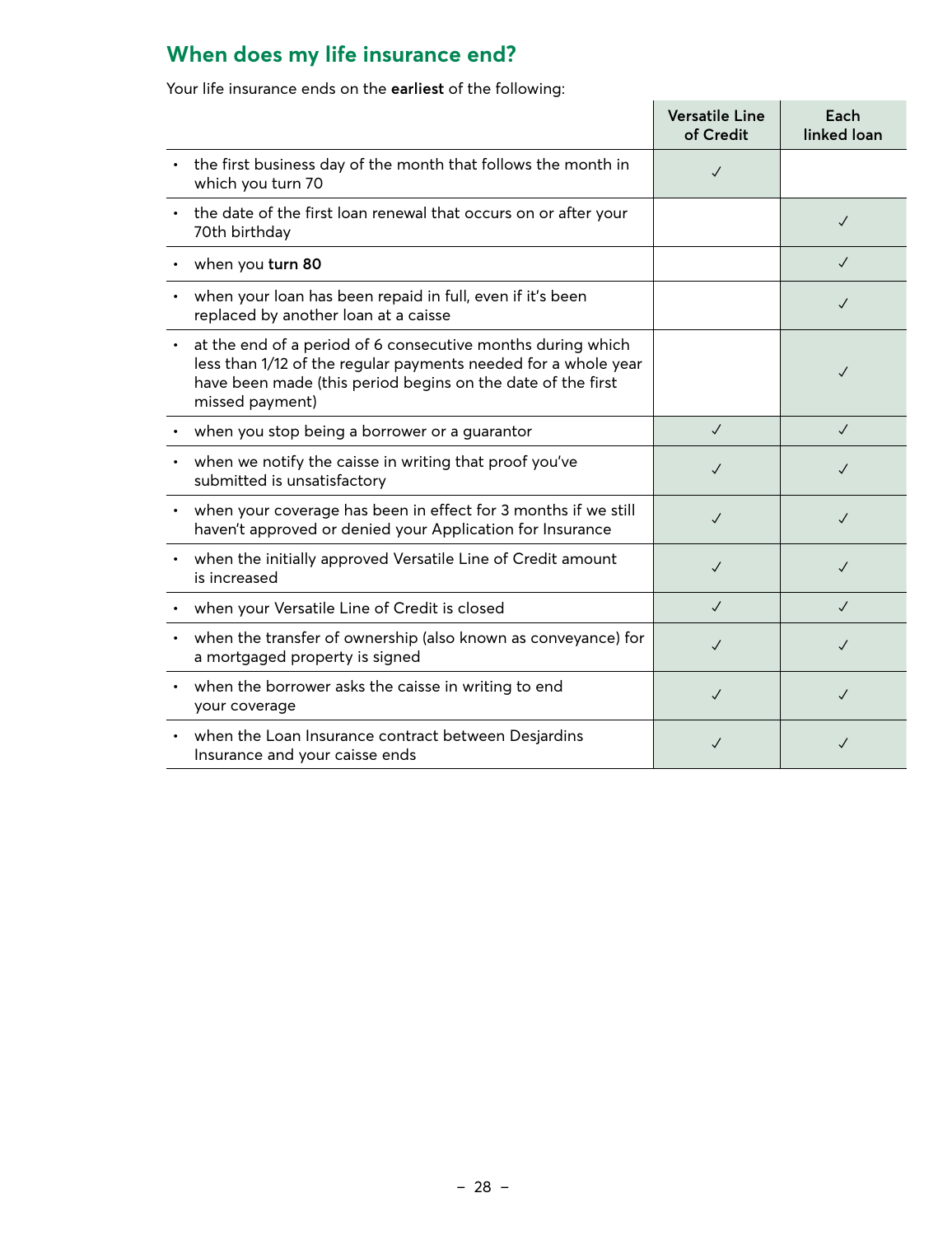## When does my life insurance end?

Your life insurance ends on the **earliest** of the following:

| | Versatile Line of Credit | Each linked loan |
|---|---|---|
| • the first business day of the month that follows the month in which you turn 70 | ✓ | |
| • the date of the first loan renewal that occurs on or after your 70th birthday | | ✓ |
| • when you **turn 80** | | ✓ |
| • when your loan has been repaid in full, even if it's been replaced by another loan at a caisse | | ✓ |
| • at the end of a period of 6 consecutive months during which less than 1/12 of the regular payments needed for a whole year have been made (this period begins on the date of the first missed payment) | | ✓ |
| • when you stop being a borrower or a guarantor | ✓ | ✓ |
| • when we notify the caisse in writing that proof you've submitted is unsatisfactory | ✓ | ✓ |
| • when your coverage has been in effect for 3 months if we still haven't approved or denied your Application for Insurance | ✓ | ✓ |
| • when the initially approved Versatile Line of Credit amount is increased | ✓ | ✓ |
| • when your Versatile Line of Credit is closed | ✓ | ✓ |
| • when the transfer of ownership (also known as conveyance) for a mortgaged property is signed | ✓ | ✓ |
| • when the borrower asks the caisse in writing to end your coverage | ✓ | ✓ |
| • when the Loan Insurance contract between Desjardins Insurance and your caisse ends | ✓ | ✓ |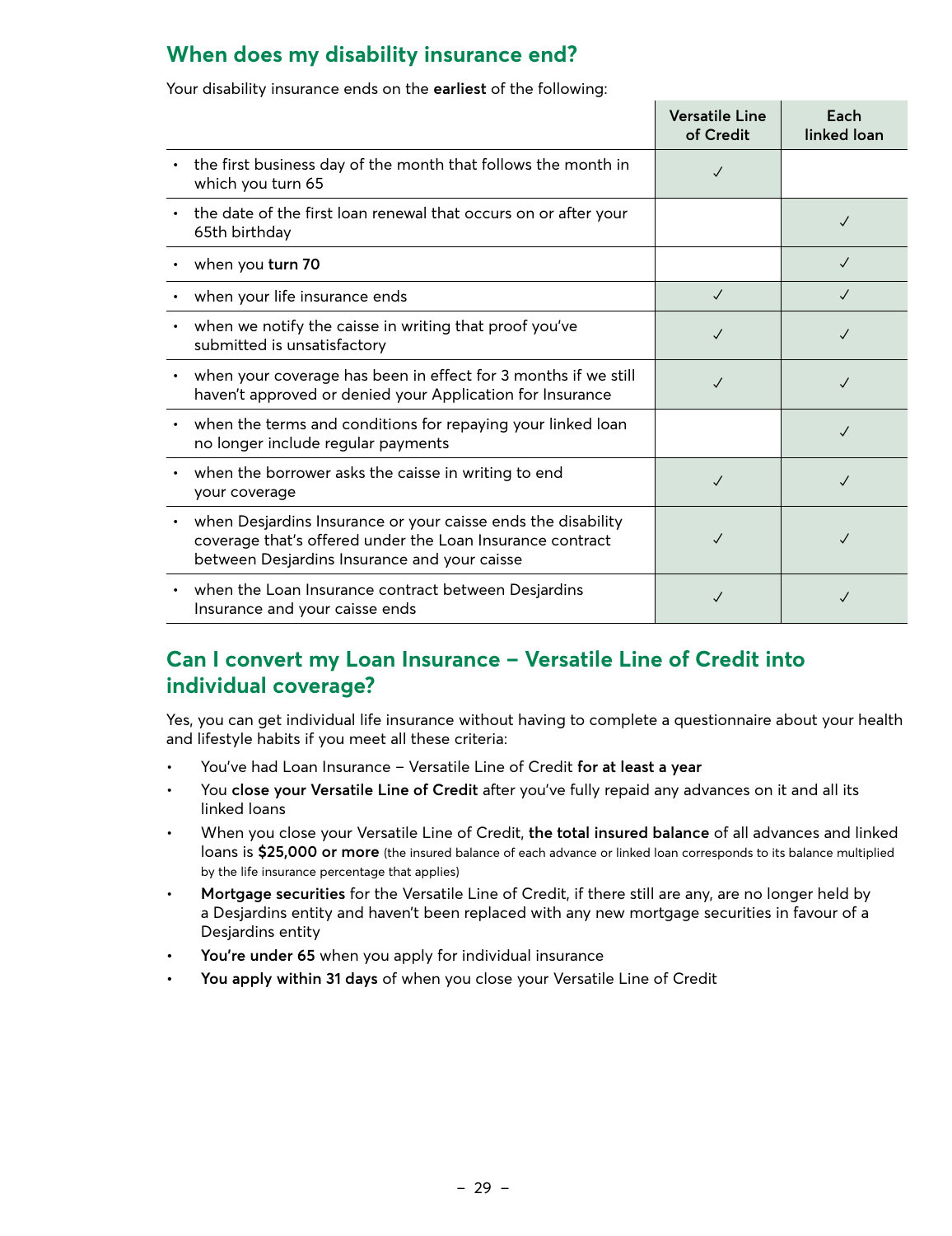## When does my disability insurance end?

Your disability insurance ends on the **earliest** of the following:

| | Versatile Line of Credit | Each linked loan |
|---|---|---|
| • the first business day of the month that follows the month in which you turn 65 | ✓ | |
| • the date of the first loan renewal that occurs on or after your 65th birthday | | ✓ |
| • when you **turn 70** | | ✓ |
| • when your life insurance ends | ✓ | ✓ |
| • when we notify the caisse in writing that proof you've submitted is unsatisfactory | ✓ | ✓ |
| • when your coverage has been in effect for 3 months if we still haven't approved or denied your Application for Insurance | ✓ | ✓ |
| • when the terms and conditions for repaying your linked loan no longer include regular payments | | ✓ |
| • when the borrower asks the caisse in writing to end your coverage | ✓ | ✓ |
| • when Desjardins Insurance or your caisse ends the disability coverage that's offered under the Loan Insurance contract between Desjardins Insurance and your caisse | ✓ | ✓ |
| • when the Loan Insurance contract between Desjardins Insurance and your caisse ends | ✓ | ✓ |

## Can I convert my Loan Insurance – Versatile Line of Credit into individual coverage?

Yes, you can get individual life insurance without having to complete a questionnaire about your health and lifestyle habits if you meet all these criteria:

- You've had Loan Insurance – Versatile Line of Credit **for at least a year**
- You **close your Versatile Line of Credit** after you've fully repaid any advances on it and all its linked loans
- When you close your Versatile Line of Credit, **the total insured balance** of all advances and linked loans is **$25,000 or more** (the insured balance of each advance or linked loan corresponds to its balance multiplied by the life insurance percentage that applies)
- **Mortgage securities** for the Versatile Line of Credit, if there still are any, are no longer held by a Desjardins entity and haven't been replaced with any new mortgage securities in favour of a Desjardins entity
- **You're under 65** when you apply for individual insurance
- **You apply within 31 days** of when you close your Versatile Line of Credit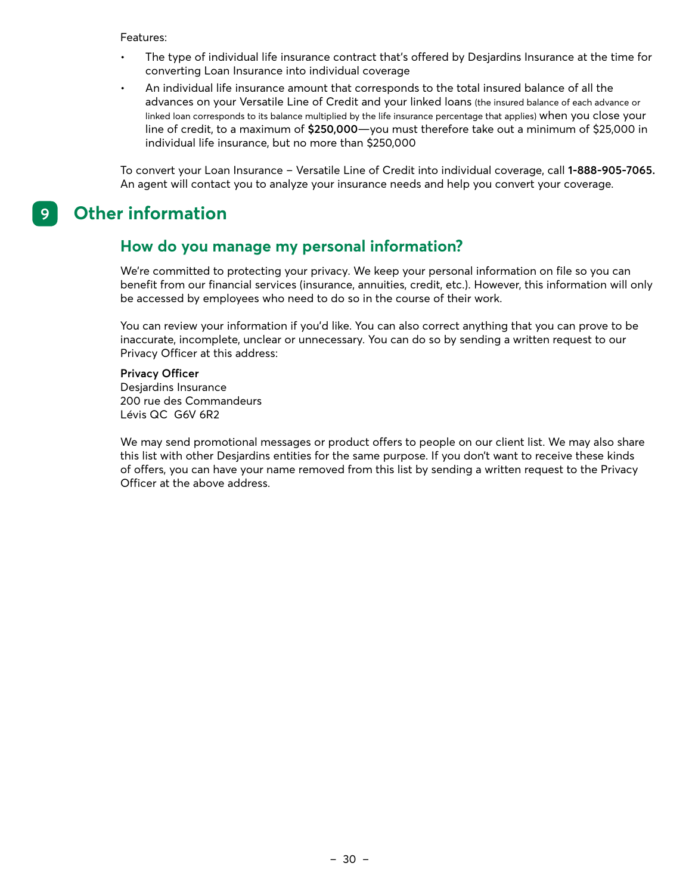Features:

- The type of individual life insurance contract that's offered by Desjardins Insurance at the time for converting Loan Insurance into individual coverage
- An individual life insurance amount that corresponds to the total insured balance of all the advances on your Versatile Line of Credit and your linked loans (the insured balance of each advance or linked loan corresponds to its balance multiplied by the life insurance percentage that applies) when you close your line of credit, to a maximum of **$250,000**—you must therefore take out a minimum of $25,000 in individual life insurance, but no more than $250,000

To convert your Loan Insurance – Versatile Line of Credit into individual coverage, call **1-888-905-7065.** An agent will contact you to analyze your insurance needs and help you convert your coverage.

# 9 Other information

## How do you manage my personal information?

We're committed to protecting your privacy. We keep your personal information on file so you can benefit from our financial services (insurance, annuities, credit, etc.). However, this information will only be accessed by employees who need to do so in the course of their work.

You can review your information if you'd like. You can also correct anything that you can prove to be inaccurate, incomplete, unclear or unnecessary. You can do so by sending a written request to our Privacy Officer at this address:

**Privacy Officer**
Desjardins Insurance
200 rue des Commandeurs
Lévis QC  G6V 6R2

We may send promotional messages or product offers to people on our client list. We may also share this list with other Desjardins entities for the same purpose. If you don't want to receive these kinds of offers, you can have your name removed from this list by sending a written request to the Privacy Officer at the above address.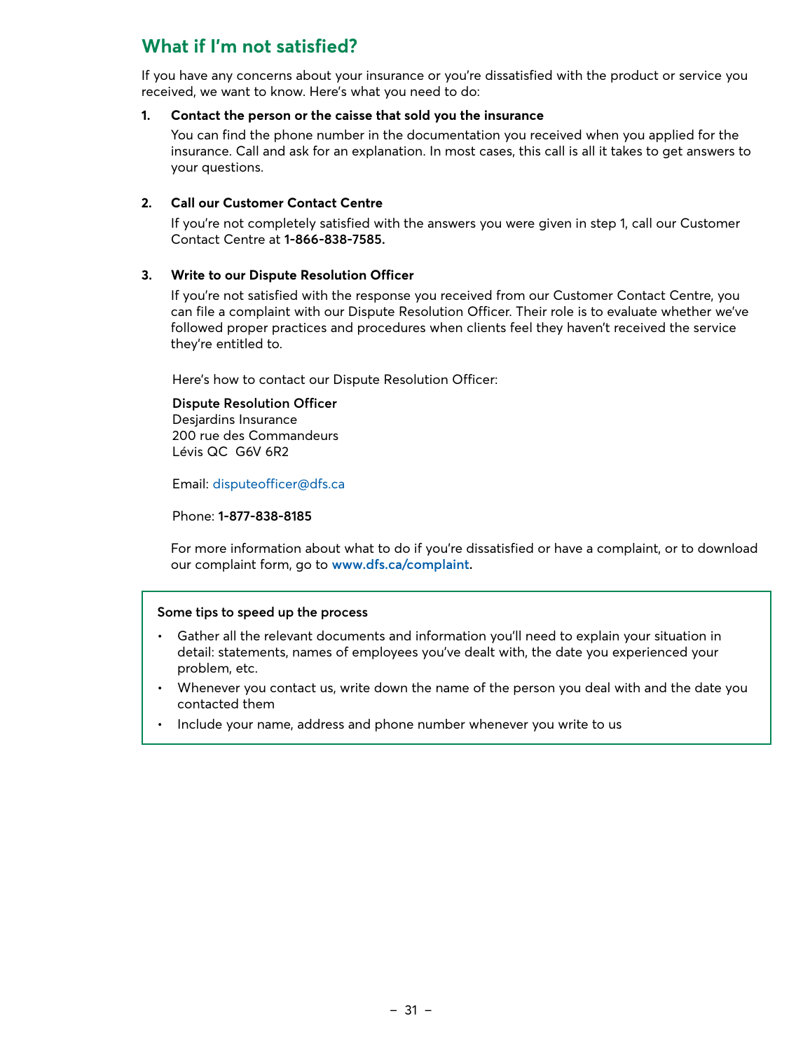## What if I'm not satisfied?

If you have any concerns about your insurance or you're dissatisfied with the product or service you received, we want to know. Here's what you need to do:

1. **Contact the person or the caisse that sold you the insurance**

   You can find the phone number in the documentation you received when you applied for the insurance. Call and ask for an explanation. In most cases, this call is all it takes to get answers to your questions.

2. **Call our Customer Contact Centre**

   If you're not completely satisfied with the answers you were given in step 1, call our Customer Contact Centre at **1-866-838-7585.**

3. **Write to our Dispute Resolution Officer**

   If you're not satisfied with the response you received from our Customer Contact Centre, you can file a complaint with our Dispute Resolution Officer. Their role is to evaluate whether we've followed proper practices and procedures when clients feel they haven't received the service they're entitled to.

   Here's how to contact our Dispute Resolution Officer:

   **Dispute Resolution Officer**
   Desjardins Insurance
   200 rue des Commandeurs
   Lévis QC  G6V 6R2

   Email: disputeofficer@dfs.ca

   Phone: **1-877-838-8185**

   For more information about what to do if you're dissatisfied or have a complaint, or to download our complaint form, go to **www.dfs.ca/complaint.**

**Some tips to speed up the process**

- Gather all the relevant documents and information you'll need to explain your situation in detail: statements, names of employees you've dealt with, the date you experienced your problem, etc.
- Whenever you contact us, write down the name of the person you deal with and the date you contacted them
- Include your name, address and phone number whenever you write to us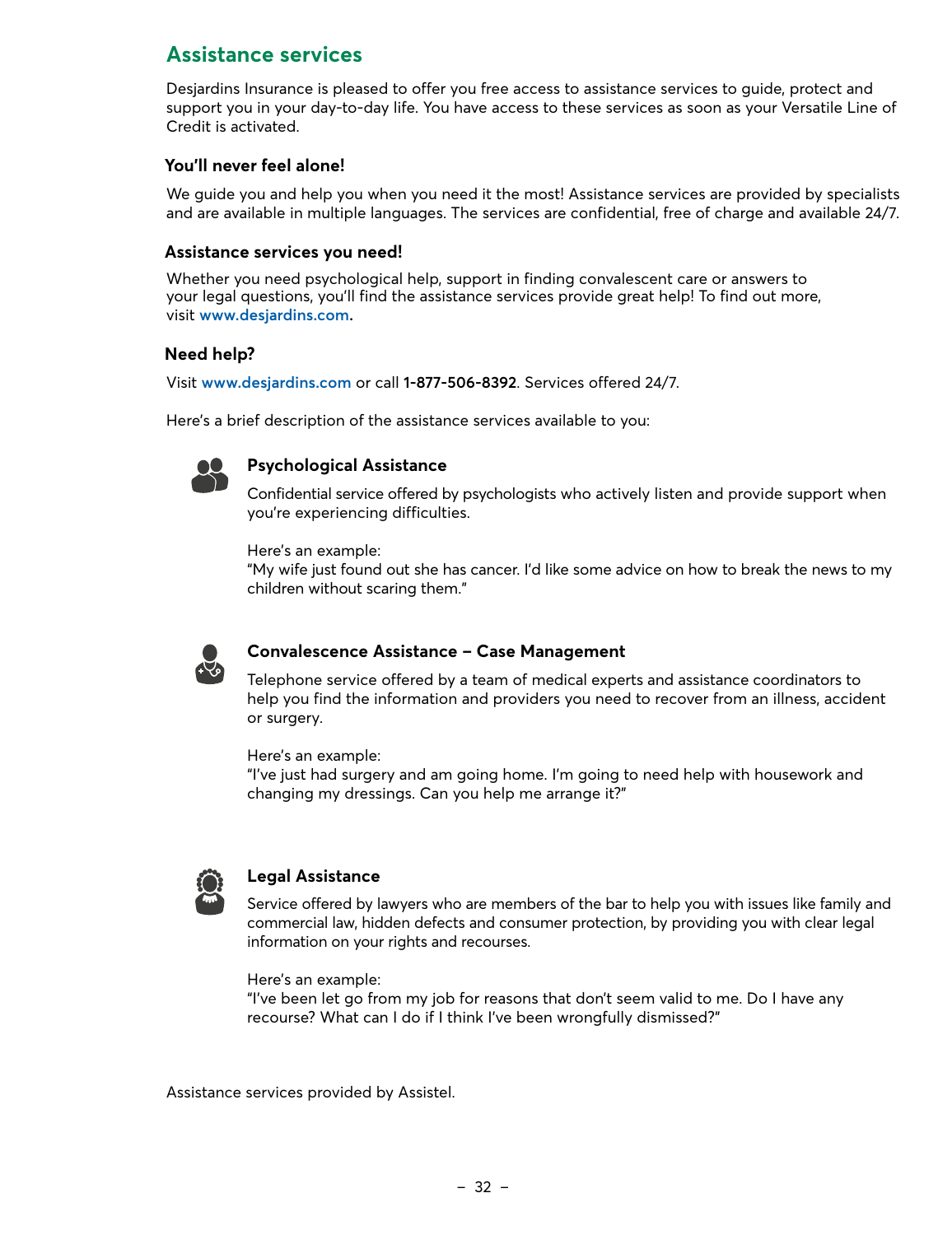## Assistance services

Desjardins Insurance is pleased to offer you free access to assistance services to guide, protect and support you in your day-to-day life. You have access to these services as soon as your Versatile Line of Credit is activated.

### You'll never feel alone!

We guide you and help you when you need it the most! Assistance services are provided by specialists and are available in multiple languages. The services are confidential, free of charge and available 24/7.

### Assistance services you need!

Whether you need psychological help, support in finding convalescent care or answers to your legal questions, you'll find the assistance services provide great help! To find out more, visit www.desjardins.com.

### Need help?

Visit www.desjardins.com or call **1-877-506-8392**. Services offered 24/7.

Here's a brief description of the assistance services available to you:

#### Psychological Assistance

Confidential service offered by psychologists who actively listen and provide support when you're experiencing difficulties.

Here's an example:
"My wife just found out she has cancer. I'd like some advice on how to break the news to my children without scaring them."

#### Convalescence Assistance – Case Management

Telephone service offered by a team of medical experts and assistance coordinators to help you find the information and providers you need to recover from an illness, accident or surgery.

Here's an example:
"I've just had surgery and am going home. I'm going to need help with housework and changing my dressings. Can you help me arrange it?"

#### Legal Assistance

Service offered by lawyers who are members of the bar to help you with issues like family and commercial law, hidden defects and consumer protection, by providing you with clear legal information on your rights and recourses.

Here's an example:
"I've been let go from my job for reasons that don't seem valid to me. Do I have any recourse? What can I do if I think I've been wrongfully dismissed?"

Assistance services provided by Assistel.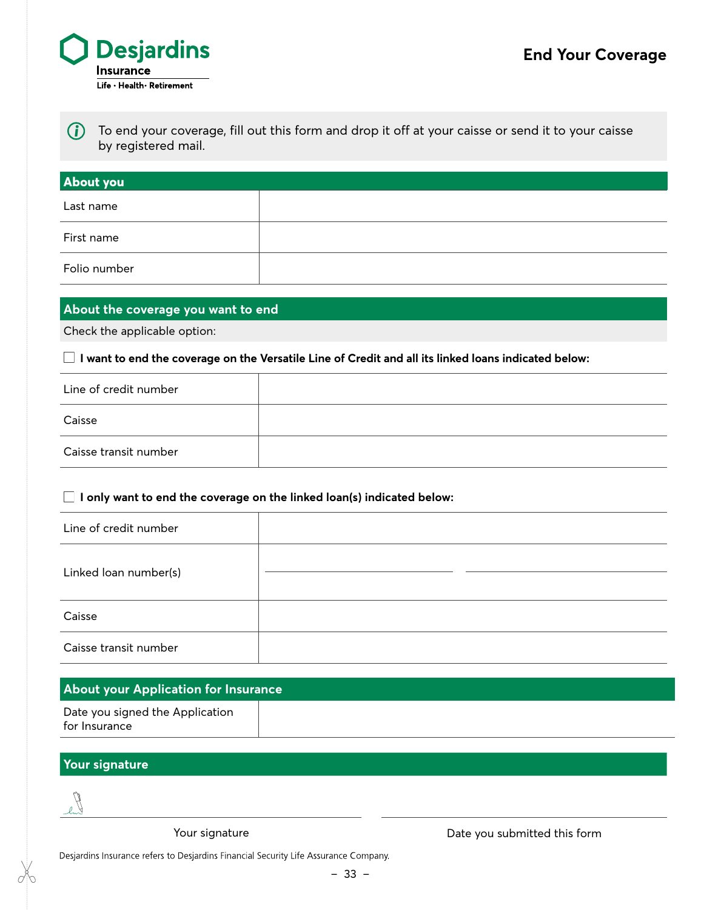Desjardins Insurance
Life · Health · Retirement

# End Your Coverage

To end your coverage, fill out this form and drop it off at your caisse or send it to your caisse by registered mail.

## About you

| | |
|---|---|
| Last name | |
| First name | |
| Folio number | |

## About the coverage you want to end

Check the applicable option:

☐ **I want to end the coverage on the Versatile Line of Credit and all its linked loans indicated below:**

| | |
|---|---|
| Line of credit number | |
| Caisse | |
| Caisse transit number | |

☐ **I only want to end the coverage on the linked loan(s) indicated below:**

| | |
|---|---|
| Line of credit number | |
| Linked loan number(s) | |
| Caisse | |
| Caisse transit number | |

## About your Application for Insurance

| | |
|---|---|
| Date you signed the Application for Insurance | |

## Your signature

Your signature

Date you submitted this form

Desjardins Insurance refers to Desjardins Financial Security Life Assurance Company.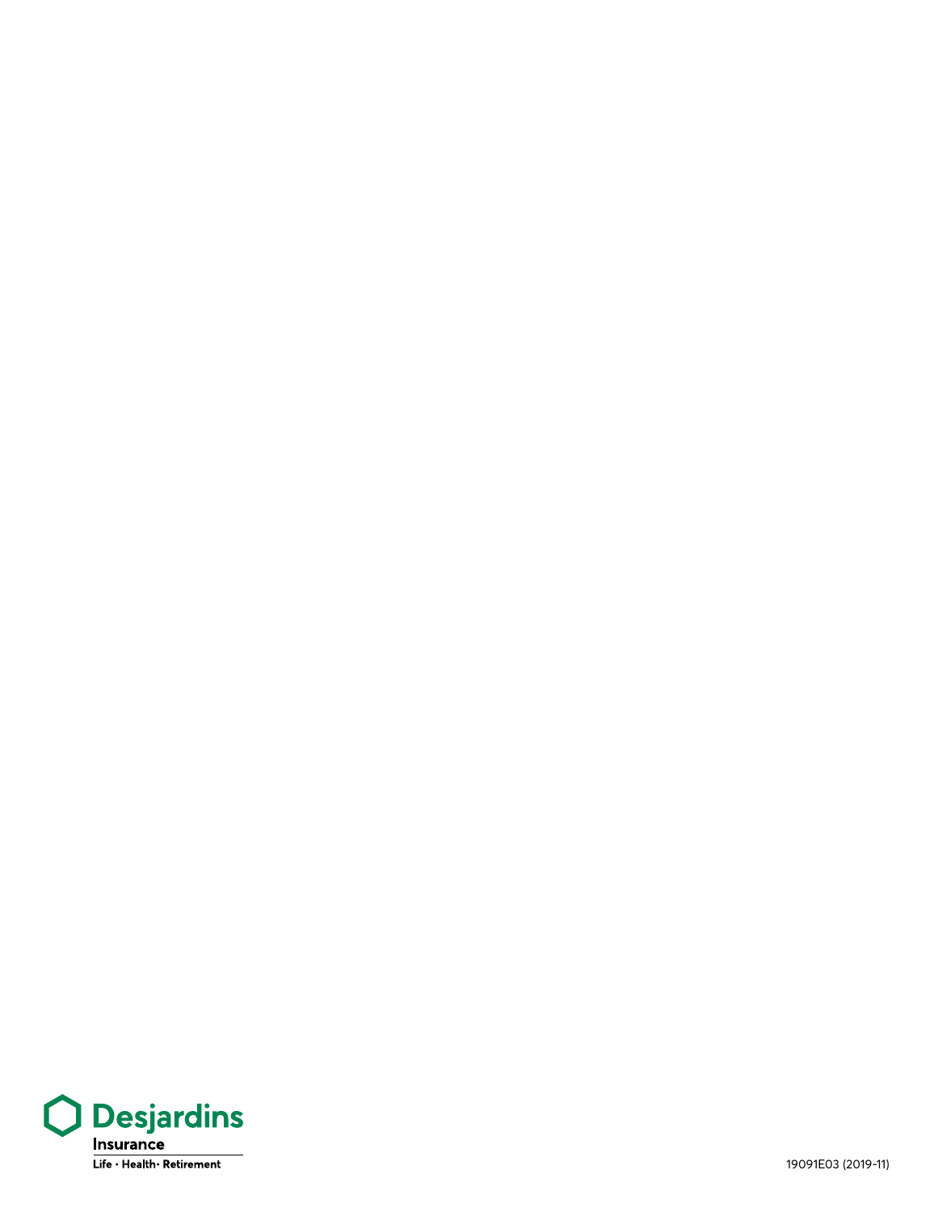Desjardins

Insurance

Life · Health· Retirement

19091E03 (2019-11)